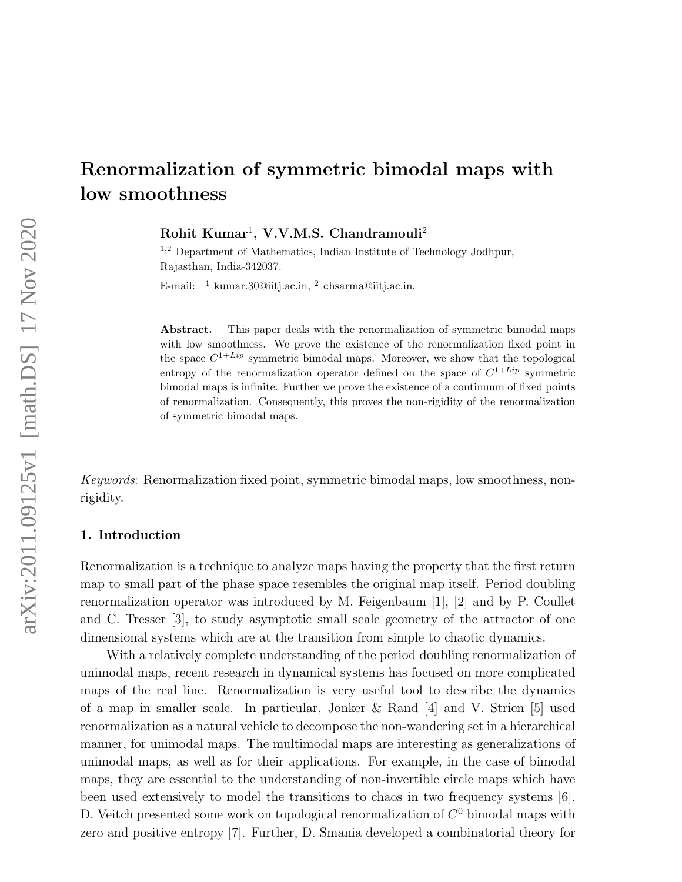# Renormalization of symmetric bimodal maps with low smoothness

**Rohit Kumar**[1], **V.V.M.S. Chandramouli**[2]

[1,2] Department of Mathematics, Indian Institute of Technology Jodhpur, Rajasthan, India-342037.

E-mail: [1] kumar.30@iitj.ac.in, [2] chsarma@iitj.ac.in.

**Abstract.** This paper deals with the renormalization of symmetric bimodal maps with low smoothness. We prove the existence of the renormalization fixed point in the space $C^{1+Lip}$ symmetric bimodal maps. Moreover, we show that the topological entropy of the renormalization operator defined on the space of $C^{1+Lip}$ symmetric bimodal maps is infinite. Further we prove the existence of a continuum of fixed points of renormalization. Consequently, this proves the non-rigidity of the renormalization of symmetric bimodal maps.

*Keywords*: Renormalization fixed point, symmetric bimodal maps, low smoothness, non-rigidity.

## 1. Introduction

Renormalization is a technique to analyze maps having the property that the first return map to small part of the phase space resembles the original map itself. Period doubling renormalization operator was introduced by M. Feigenbaum [1], [2] and by P. Coullet and C. Tresser [3], to study asymptotic small scale geometry of the attractor of one dimensional systems which are at the transition from simple to chaotic dynamics.

With a relatively complete understanding of the period doubling renormalization of unimodal maps, recent research in dynamical systems has focused on more complicated maps of the real line. Renormalization is very useful tool to describe the dynamics of a map in smaller scale. In particular, Jonker & Rand [4] and V. Strien [5] used renormalization as a natural vehicle to decompose the non-wandering set in a hierarchical manner, for unimodal maps. The multimodal maps are interesting as generalizations of unimodal maps, as well as for their applications. For example, in the case of bimodal maps, they are essential to the understanding of non-invertible circle maps which have been used extensively to model the transitions to chaos in two frequency systems [6]. D. Veitch presented some work on topological renormalization of $C^0$ bimodal maps with zero and positive entropy [7]. Further, D. Smania developed a combinatorial theory for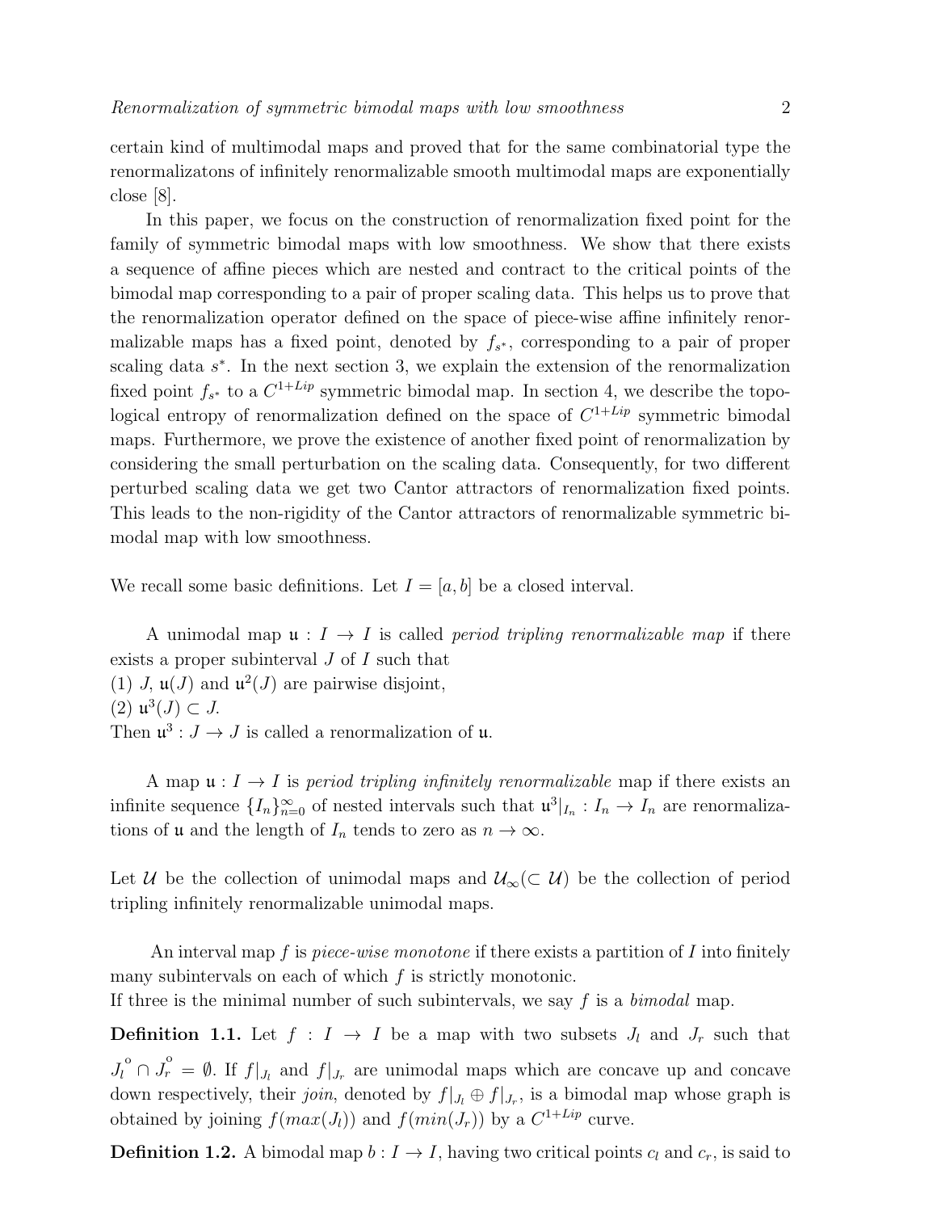certain kind of multimodal maps and proved that for the same combinatorial type the renormalizatons of infinitely renormalizable smooth multimodal maps are exponentially close [8].

In this paper, we focus on the construction of renormalization fixed point for the family of symmetric bimodal maps with low smoothness. We show that there exists a sequence of affine pieces which are nested and contract to the critical points of the bimodal map corresponding to a pair of proper scaling data. This helps us to prove that the renormalization operator defined on the space of piece-wise affine infinitely renormalizable maps has a fixed point, denoted by $f_{s^*}$, corresponding to a pair of proper scaling data $s^*$. In the next section 3, we explain the extension of the renormalization fixed point $f_{s^*}$ to a $C^{1+Lip}$ symmetric bimodal map. In section 4, we describe the topological entropy of renormalization defined on the space of $C^{1+Lip}$ symmetric bimodal maps. Furthermore, we prove the existence of another fixed point of renormalization by considering the small perturbation on the scaling data. Consequently, for two different perturbed scaling data we get two Cantor attractors of renormalization fixed points. This leads to the non-rigidity of the Cantor attractors of renormalizable symmetric bimodal map with low smoothness.

We recall some basic definitions. Let $I = [a, b]$ be a closed interval.

A unimodal map $\mathfrak{u} : I \to I$ is called *period tripling renormalizable map* if there exists a proper subinterval $J$ of $I$ such that
(1) $J$, $\mathfrak{u}(J)$ and $\mathfrak{u}^2(J)$ are pairwise disjoint,
(2) $\mathfrak{u}^3(J) \subset J$.
Then $\mathfrak{u}^3 : J \to J$ is called a renormalization of $\mathfrak{u}$.

A map $\mathfrak{u} : I \to I$ is *period tripling infinitely renormalizable* map if there exists an infinite sequence $\{I_n\}_{n=0}^{\infty}$ of nested intervals such that $\mathfrak{u}^3|_{I_n} : I_n \to I_n$ are renormalizations of $\mathfrak{u}$ and the length of $I_n$ tends to zero as $n \to \infty$.

Let $\mathcal{U}$ be the collection of unimodal maps and $\mathcal{U}_\infty (\subset \mathcal{U})$ be the collection of period tripling infinitely renormalizable unimodal maps.

An interval map $f$ is *piece-wise monotone* if there exists a partition of $I$ into finitely many subintervals on each of which $f$ is strictly monotonic.
If three is the minimal number of such subintervals, we say $f$ is a *bimodal* map.

**Definition 1.1.** Let $f : I \to I$ be a map with two subsets $J_l$ and $J_r$ such that $\overset{\circ}{J_l} \cap \overset{\circ}{J_r} = \emptyset$. If $f|_{J_l}$ and $f|_{J_r}$ are unimodal maps which are concave up and concave down respectively, their *join*, denoted by $f|_{J_l} \oplus f|_{J_r}$, is a bimodal map whose graph is obtained by joining $f(max(J_l))$ and $f(min(J_r))$ by a $C^{1+Lip}$ curve.

**Definition 1.2.** A bimodal map $b : I \to I$, having two critical points $c_l$ and $c_r$, is said to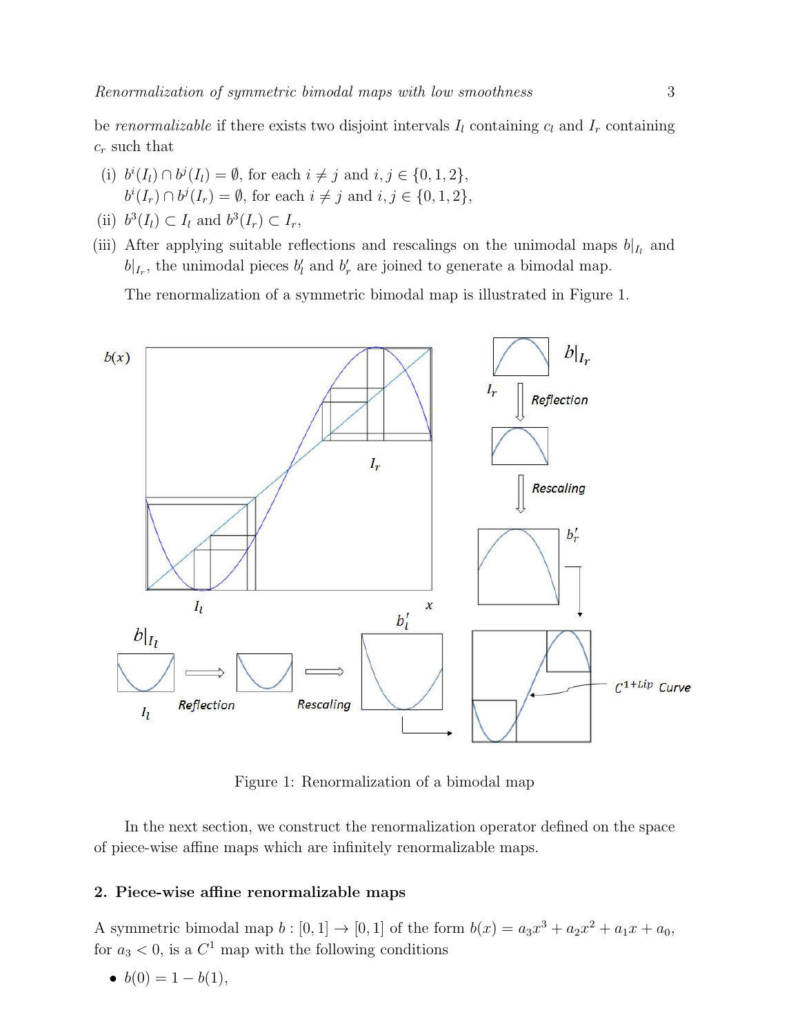be *renormalizable* if there exists two disjoint intervals $I_l$ containing $c_l$ and $I_r$ containing $c_r$ such that

(i) $b^i(I_l) \cap b^j(I_l) = \emptyset$, for each $i \neq j$ and $i, j \in \{0, 1, 2\}$,
$b^i(I_r) \cap b^j(I_r) = \emptyset$, for each $i \neq j$ and $i, j \in \{0, 1, 2\}$,

(ii) $b^3(I_l) \subset I_l$ and $b^3(I_r) \subset I_r$,

(iii) After applying suitable reflections and rescalings on the unimodal maps $b|_{I_l}$ and $b|_{I_r}$, the unimodal pieces $b'_l$ and $b'_r$ are joined to generate a bimodal map.

The renormalization of a symmetric bimodal map is illustrated in Figure 1.

Figure 1: Renormalization of a bimodal map

In the next section, we construct the renormalization operator defined on the space of piece-wise affine maps which are infinitely renormalizable maps.

## 2. Piece-wise affine renormalizable maps

A symmetric bimodal map $b : [0, 1] \to [0, 1]$ of the form $b(x) = a_3x^3 + a_2x^2 + a_1x + a_0$, for $a_3 < 0$, is a $C^1$ map with the following conditions

- $b(0) = 1 - b(1)$,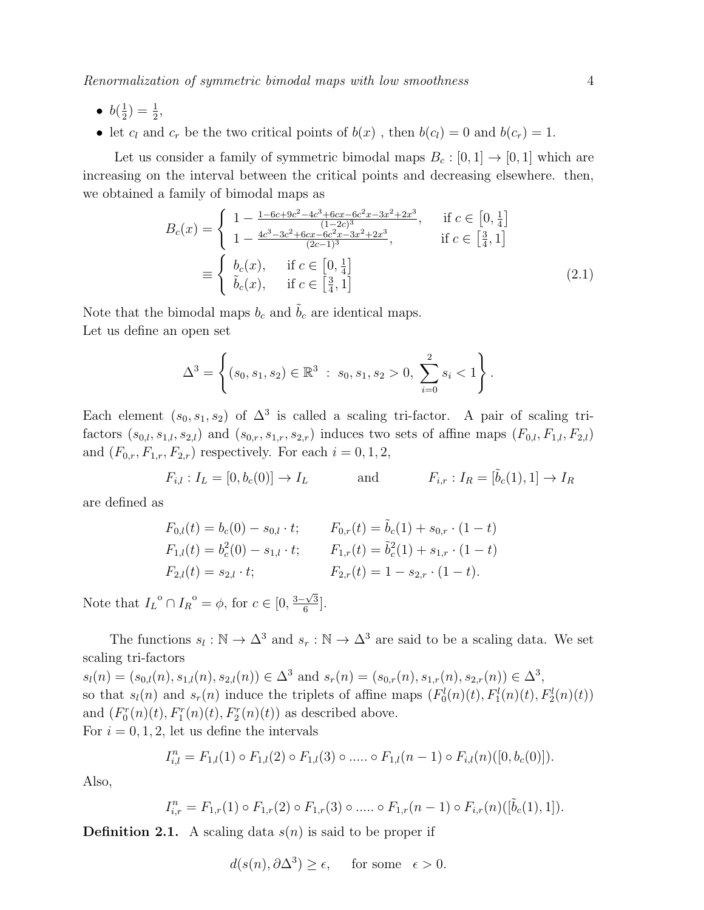- $b(\frac{1}{2}) = \frac{1}{2}$,
- let $c_l$ and $c_r$ be the two critical points of $b(x)$ , then $b(c_l) = 0$ and $b(c_r) = 1$.

Let us consider a family of symmetric bimodal maps $B_c : [0,1] \to [0,1]$ which are increasing on the interval between the critical points and decreasing elsewhere. then, we obtained a family of bimodal maps as

$$
\begin{aligned}
B_c(x) &= \begin{cases} 1 - \frac{1-6c+9c^2-4c^3+6cx-6c^2x-3x^2+2x^3}{(1-2c)^3}, & \text{if } c \in \left[0, \frac{1}{4}\right] \\ 1 - \frac{4c^3-3c^2+6cx-6c^2x-3x^2+2x^3}{(2c-1)^3}, & \text{if } c \in \left[\frac{3}{4}, 1\right] \end{cases} \\
&\equiv \begin{cases} b_c(x), & \text{if } c \in \left[0, \frac{1}{4}\right] \\ \tilde{b}_c(x), & \text{if } c \in \left[\frac{3}{4}, 1\right] \end{cases}
\end{aligned}
\tag{2.1}
$$

Note that the bimodal maps $b_c$ and $\tilde{b}_c$ are identical maps.
Let us define an open set

$$
\Delta^3 = \left\{ (s_0, s_1, s_2) \in \mathbb{R}^3 \ : \ s_0, s_1, s_2 > 0, \ \sum_{i=0}^{2} s_i < 1 \right\}.
$$

Each element $(s_0, s_1, s_2)$ of $\Delta^3$ is called a scaling tri-factor. A pair of scaling tri-factors $(s_{0,l}, s_{1,l}, s_{2,l})$ and $(s_{0,r}, s_{1,r}, s_{2,r})$ induces two sets of affine maps $(F_{0,l}, F_{1,l}, F_{2,l})$ and $(F_{0,r}, F_{1,r}, F_{2,r})$ respectively. For each $i = 0, 1, 2$,

$$
F_{i,l} : I_L = [0, b_c(0)] \to I_L \qquad \text{and} \qquad F_{i,r} : I_R = [\tilde{b}_c(1), 1] \to I_R
$$

are defined as

$$
\begin{aligned}
F_{0,l}(t) &= b_c(0) - s_{0,l} \cdot t; & F_{0,r}(t) &= \tilde{b}_c(1) + s_{0,r} \cdot (1-t) \\
F_{1,l}(t) &= b_c^2(0) - s_{1,l} \cdot t; & F_{1,r}(t) &= \tilde{b}_c^2(1) + s_{1,r} \cdot (1-t) \\
F_{2,l}(t) &= s_{2,l} \cdot t; & F_{2,r}(t) &= 1 - s_{2,r} \cdot (1-t).
\end{aligned}
$$

Note that ${I_L}^{\circ} \cap {I_R}^{\circ} = \phi$, for $c \in [0, \frac{3-\sqrt{3}}{6}]$.

The functions $s_l : \mathbb{N} \to \Delta^3$ and $s_r : \mathbb{N} \to \Delta^3$ are said to be a scaling data. We set scaling tri-factors
$s_l(n) = (s_{0,l}(n), s_{1,l}(n), s_{2,l}(n)) \in \Delta^3$ and $s_r(n) = (s_{0,r}(n), s_{1,r}(n), s_{2,r}(n)) \in \Delta^3$,
so that $s_l(n)$ and $s_r(n)$ induce the triplets of affine maps $(F_0^l(n)(t), F_1^l(n)(t), F_2^l(n)(t))$ and $(F_0^r(n)(t), F_1^r(n)(t), F_2^r(n)(t))$ as described above.
For $i = 0, 1, 2$, let us define the intervals

$$
I_{i,l}^n = F_{1,l}(1) \circ F_{1,l}(2) \circ F_{1,l}(3) \circ \ldots.. \circ F_{1,l}(n-1) \circ F_{i,l}(n)([0, b_c(0)]).
$$

Also,

$$
I_{i,r}^n = F_{1,r}(1) \circ F_{1,r}(2) \circ F_{1,r}(3) \circ \ldots.. \circ F_{1,r}(n-1) \circ F_{i,r}(n)([\tilde{b}_c(1), 1]).
$$

**Definition 2.1.** A scaling data $s(n)$ is said to be proper if

$$
d(s(n), \partial\Delta^3) \geq \epsilon, \quad \text{for some} \quad \epsilon > 0.
$$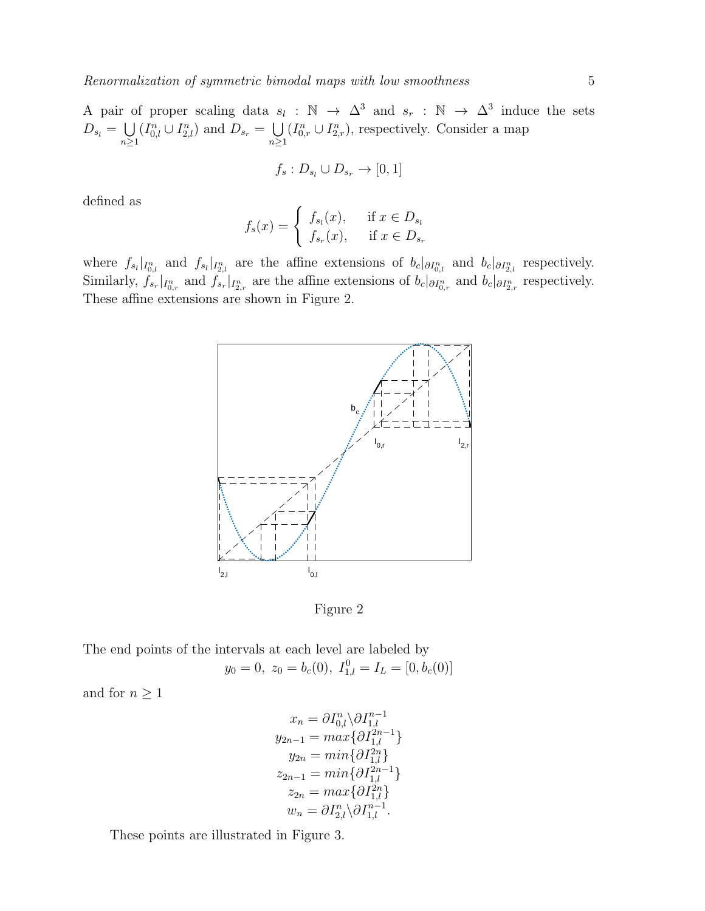A pair of proper scaling data $s_l : \mathbb{N} \to \Delta^3$ and $s_r : \mathbb{N} \to \Delta^3$ induce the sets $D_{s_l} = \bigcup_{n\geq 1}(I^n_{0,l} \cup I^n_{2,l})$ and $D_{s_r} = \bigcup_{n\geq 1}(I^n_{0,r} \cup I^n_{2,r})$, respectively. Consider a map

$$f_s : D_{s_l} \cup D_{s_r} \to [0,1]$$

defined as

$$f_s(x) = \begin{cases} f_{s_l}(x), & \text{if } x \in D_{s_l} \\ f_{s_r}(x), & \text{if } x \in D_{s_r} \end{cases}$$

where $f_{s_l}|_{I^n_{0,l}}$ and $f_{s_l}|_{I^n_{2,l}}$ are the affine extensions of $b_c|_{\partial I^n_{0,l}}$ and $b_c|_{\partial I^n_{2,l}}$ respectively. Similarly, $f_{s_r}|_{I^n_{0,r}}$ and $f_{s_r}|_{I^n_{2,r}}$ are the affine extensions of $b_c|_{\partial I^n_{0,r}}$ and $b_c|_{\partial I^n_{2,r}}$ respectively. These affine extensions are shown in Figure 2.

Figure 2

The end points of the intervals at each level are labeled by

$$y_0 = 0,\ z_0 = b_c(0),\ I^0_{1,l} = I_L = [0, b_c(0)]$$

and for $n \geq 1$

$$\begin{aligned} x_n &= \partial I^n_{0,l} \backslash \partial I^{n-1}_{1,l} \\ y_{2n-1} &= max\{\partial I^{2n-1}_{1,l}\} \\ y_{2n} &= min\{\partial I^{2n}_{1,l}\} \\ z_{2n-1} &= min\{\partial I^{2n-1}_{1,l}\} \\ z_{2n} &= max\{\partial I^{2n}_{1,l}\} \\ w_n &= \partial I^n_{2,l} \backslash \partial I^{n-1}_{1,l}. \end{aligned}$$

These points are illustrated in Figure 3.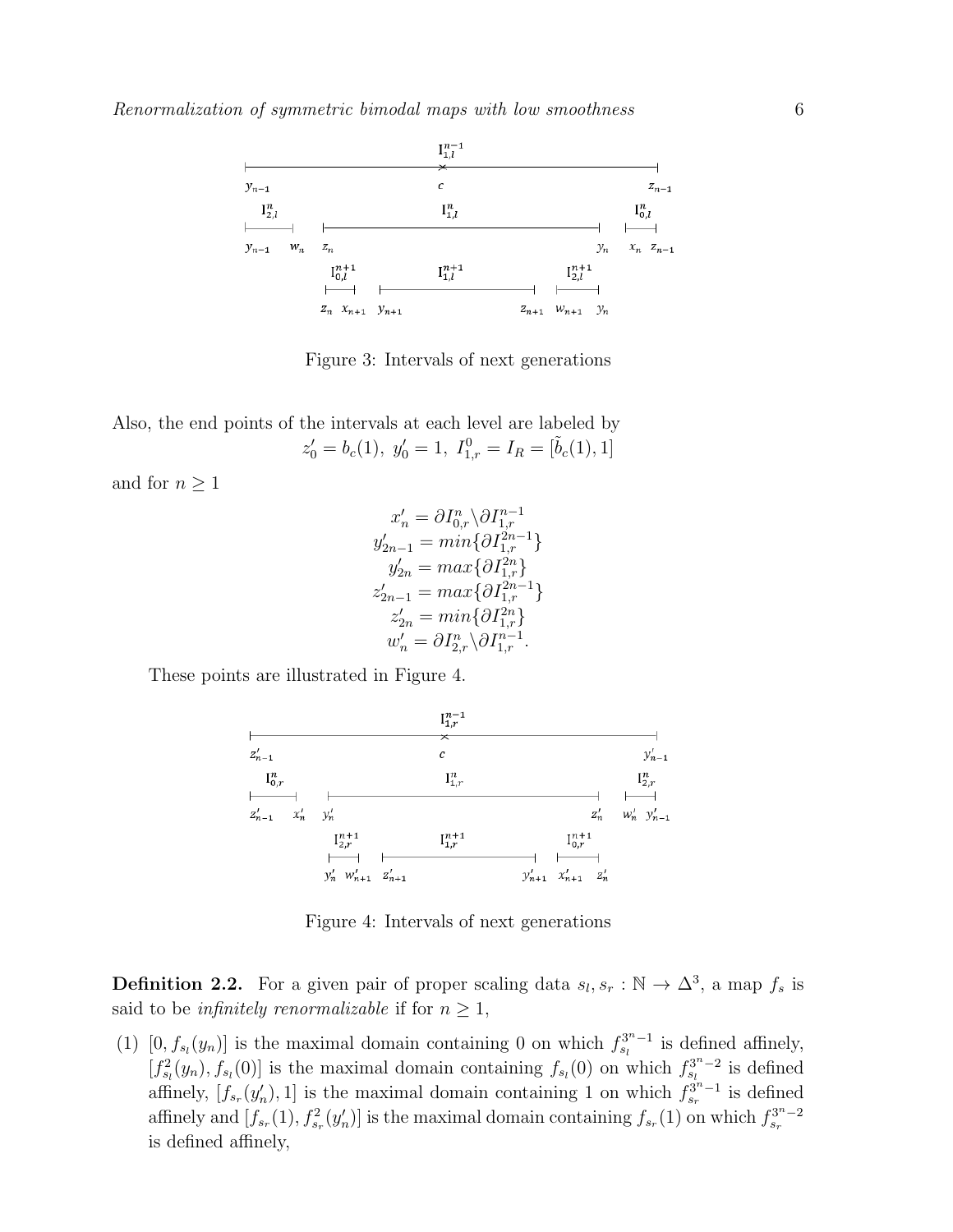Figure 3: Intervals of next generations

Also, the end points of the intervals at each level are labeled by

$$z'_0 = b_c(1),\ y'_0 = 1,\ I^0_{1,r} = I_R = [\tilde{b}_c(1), 1]$$

and for $n \geq 1$

$$
\begin{aligned}
x'_n &= \partial I^n_{0,r} \backslash \partial I^{n-1}_{1,r} \\
y'_{2n-1} &= min\{\partial I^{2n-1}_{1,r}\} \\
y'_{2n} &= max\{\partial I^{2n}_{1,r}\} \\
z'_{2n-1} &= max\{\partial I^{2n-1}_{1,r}\} \\
z'_{2n} &= min\{\partial I^{2n}_{1,r}\} \\
w'_n &= \partial I^n_{2,r} \backslash \partial I^{n-1}_{1,r}.
\end{aligned}
$$

These points are illustrated in Figure 4.

Figure 4: Intervals of next generations

**Definition 2.2.** For a given pair of proper scaling data $s_l, s_r : \mathbb{N} \to \Delta^3$, a map $f_s$ is said to be *infinitely renormalizable* if for $n \geq 1$,

(1) $[0, f_{s_l}(y_n)]$ is the maximal domain containing 0 on which $f^{3^n-1}_{s_l}$ is defined affinely, $[f^2_{s_l}(y_n), f_{s_l}(0)]$ is the maximal domain containing $f_{s_l}(0)$ on which $f^{3^n-2}_{s_l}$ is defined affinely, $[f_{s_r}(y'_n), 1]$ is the maximal domain containing 1 on which $f^{3^n-1}_{s_r}$ is defined affinely and $[f_{s_r}(1), f^2_{s_r}(y'_n)]$ is the maximal domain containing $f_{s_r}(1)$ on which $f^{3^n-2}_{s_r}$ is defined affinely,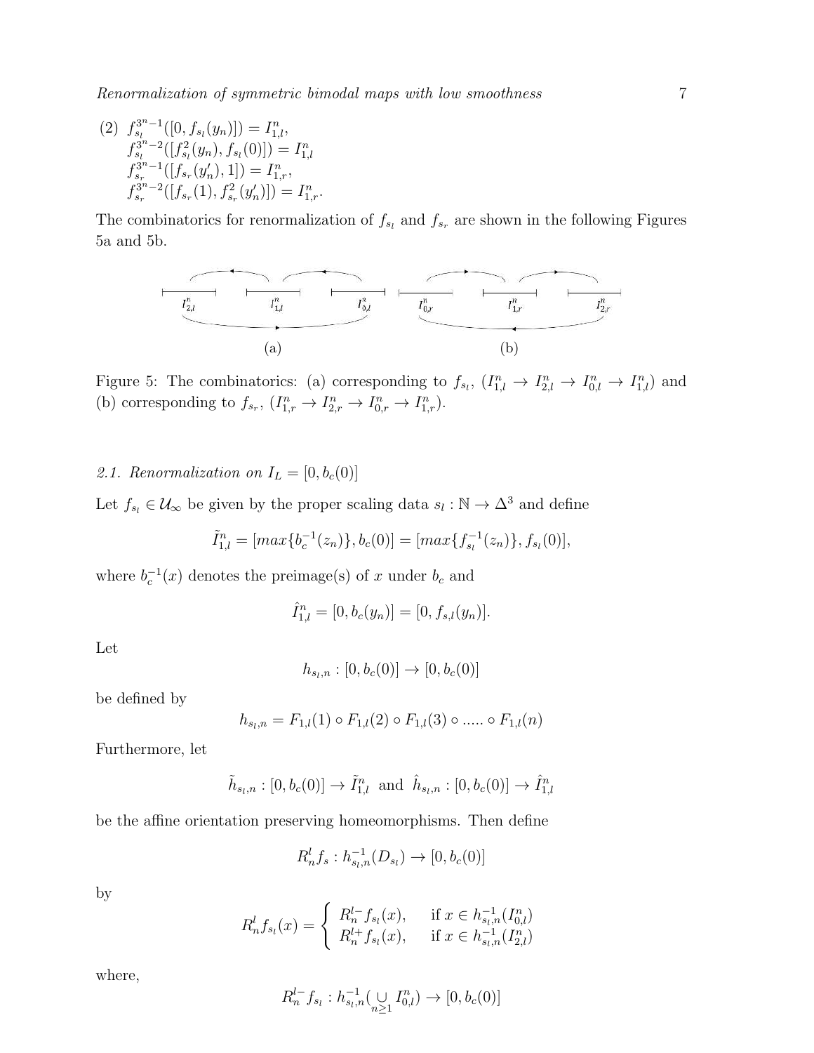(2) $f_{s_l}^{3^n-1}([0, f_{s_l}(y_n)]) = I_{1,l}^n$,
$f_{s_l}^{3^n-2}([f_{s_l}^2(y_n), f_{s_l}(0)]) = I_{1,l}^n$
$f_{s_r}^{3^n-1}([f_{s_r}(y_n'), 1]) = I_{1,r}^n$,
$f_{s_r}^{3^n-2}([f_{s_r}(1), f_{s_r}^2(y_n')]) = I_{1,r}^n$.

The combinatorics for renormalization of $f_{s_l}$ and $f_{s_r}$ are shown in the following Figures 5a and 5b.

Figure 5: The combinatorics: (a) corresponding to $f_{s_l}$, $(I_{1,l}^n \to I_{2,l}^n \to I_{0,l}^n \to I_{1,l}^n)$ and (b) corresponding to $f_{s_r}$, $(I_{1,r}^n \to I_{2,r}^n \to I_{0,r}^n \to I_{1,r}^n)$.

*2.1. Renormalization on $I_L = [0, b_c(0)]$*

Let $f_{s_l} \in \mathcal{U}_\infty$ be given by the proper scaling data $s_l : \mathbb{N} \to \Delta^3$ and define

$$\tilde{I}_{1,l}^n = [max\{b_c^{-1}(z_n)\}, b_c(0)] = [max\{f_{s_l}^{-1}(z_n)\}, f_{s_l}(0)],$$

where $b_c^{-1}(x)$ denotes the preimage(s) of $x$ under $b_c$ and

$$\hat{I}_{1,l}^n = [0, b_c(y_n)] = [0, f_{s,l}(y_n)].$$

Let

$$h_{s_l,n} : [0, b_c(0)] \to [0, b_c(0)]$$

be defined by

$$h_{s_l,n} = F_{1,l}(1) \circ F_{1,l}(2) \circ F_{1,l}(3) \circ ..... \circ F_{1,l}(n)$$

Furthermore, let

$$\tilde{h}_{s_l,n} : [0, b_c(0)] \to \tilde{I}_{1,l}^n \text{ and } \hat{h}_{s_l,n} : [0, b_c(0)] \to \hat{I}_{1,l}^n$$

be the affine orientation preserving homeomorphisms. Then define

$$R_n^l f_s : h_{s_l,n}^{-1}(D_{s_l}) \to [0, b_c(0)]$$

by

$$R_n^l f_{s_l}(x) = \begin{cases} R_n^{l-} f_{s_l}(x), & \text{if } x \in h_{s_l,n}^{-1}(I_{0,l}^n) \\ R_n^{l+} f_{s_l}(x), & \text{if } x \in h_{s_l,n}^{-1}(I_{2,l}^n) \end{cases}$$

where,

$$R_n^{l-} f_{s_l} : h_{s_l,n}^{-1}(\bigcup_{n \geq 1} I_{0,l}^n) \to [0, b_c(0)]$$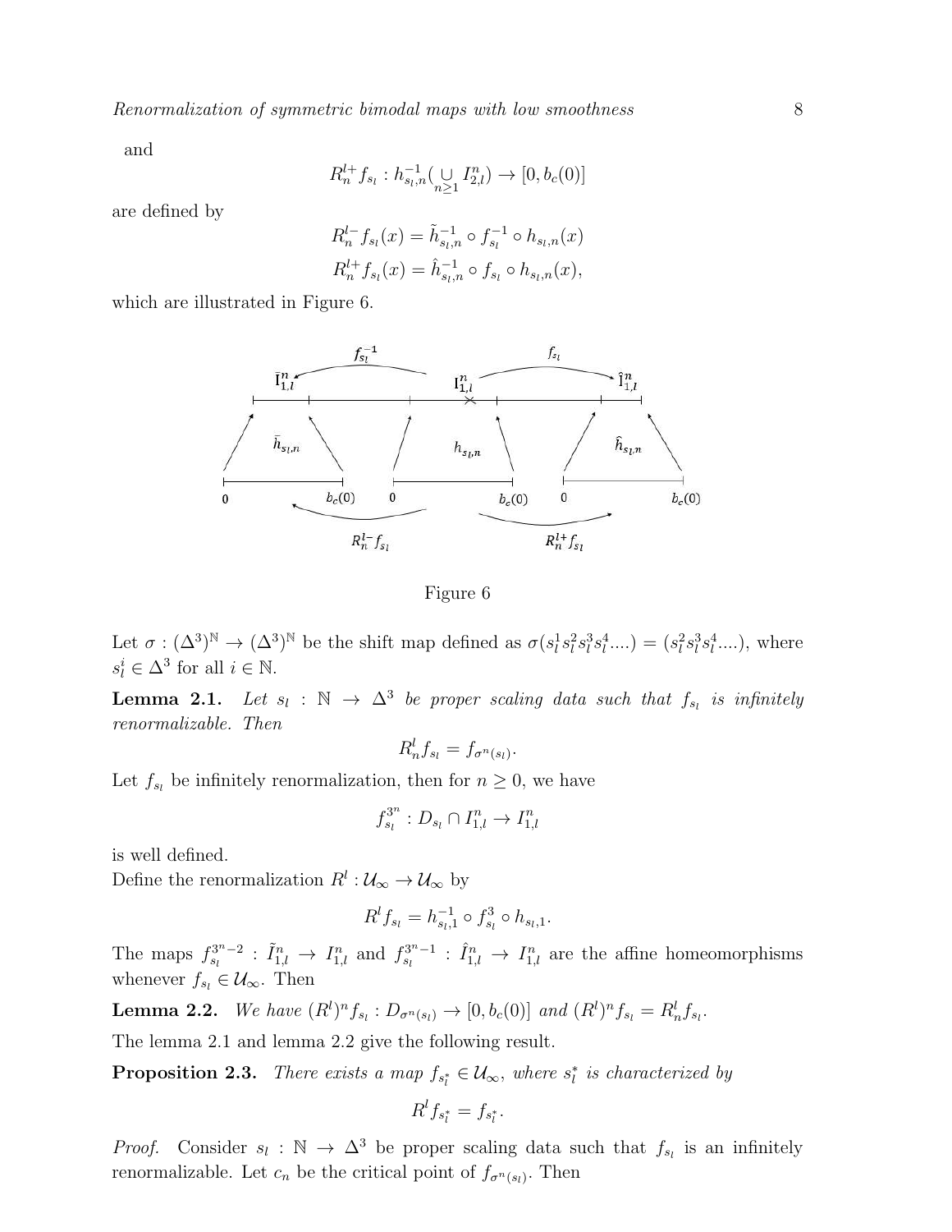and

$$R_n^{l+} f_{s_l} : h_{s_l,n}^{-1}(\underset{n\geq 1}{\cup} I_{2,l}^n) \to [0, b_c(0)]$$

are defined by

$$R_n^{l-} f_{s_l}(x) = \tilde{h}_{s_l,n}^{-1} \circ f_{s_l}^{-1} \circ h_{s_l,n}(x)$$

$$R_n^{l+} f_{s_l}(x) = \hat{h}_{s_l,n}^{-1} \circ f_{s_l} \circ h_{s_l,n}(x),$$

which are illustrated in Figure 6.

Figure 6

Let $\sigma : (\Delta^3)^{\mathbb{N}} \to (\Delta^3)^{\mathbb{N}}$ be the shift map defined as $\sigma(s_l^1 s_l^2 s_l^3 s_l^4 ....) = (s_l^2 s_l^3 s_l^4 ....)$, where $s_l^i \in \Delta^3$ for all $i \in \mathbb{N}$.

**Lemma 2.1.** *Let $s_l : \mathbb{N} \to \Delta^3$ be proper scaling data such that $f_{s_l}$ is infinitely renormalizable. Then*

$$R_n^l f_{s_l} = f_{\sigma^n(s_l)}.$$

Let $f_{s_l}$ be infinitely renormalization, then for $n \geq 0$, we have

$$f_{s_l}^{3^n} : D_{s_l} \cap I_{1,l}^n \to I_{1,l}^n$$

is well defined.

Define the renormalization $R^l : \mathcal{U}_\infty \to \mathcal{U}_\infty$ by

$$R^l f_{s_l} = h_{s_l,1}^{-1} \circ f_{s_l}^3 \circ h_{s_l,1}.$$

The maps $f_{s_l}^{3^n-2} : \tilde{I}_{1,l}^n \to I_{1,l}^n$ and $f_{s_l}^{3^n-1} : \hat{I}_{1,l}^n \to I_{1,l}^n$ are the affine homeomorphisms whenever $f_{s_l} \in \mathcal{U}_\infty$. Then

**Lemma 2.2.** *We have $(R^l)^n f_{s_l} : D_{\sigma^n(s_l)} \to [0, b_c(0)]$ and $(R^l)^n f_{s_l} = R_n^l f_{s_l}$.*

The lemma 2.1 and lemma 2.2 give the following result.

**Proposition 2.3.** *There exists a map $f_{s_l^*} \in \mathcal{U}_\infty$, where $s_l^*$ is characterized by*

$$R^l f_{s_l^*} = f_{s_l^*}.$$

*Proof.* Consider $s_l : \mathbb{N} \to \Delta^3$ be proper scaling data such that $f_{s_l}$ is an infinitely renormalizable. Let $c_n$ be the critical point of $f_{\sigma^n(s_l)}$. Then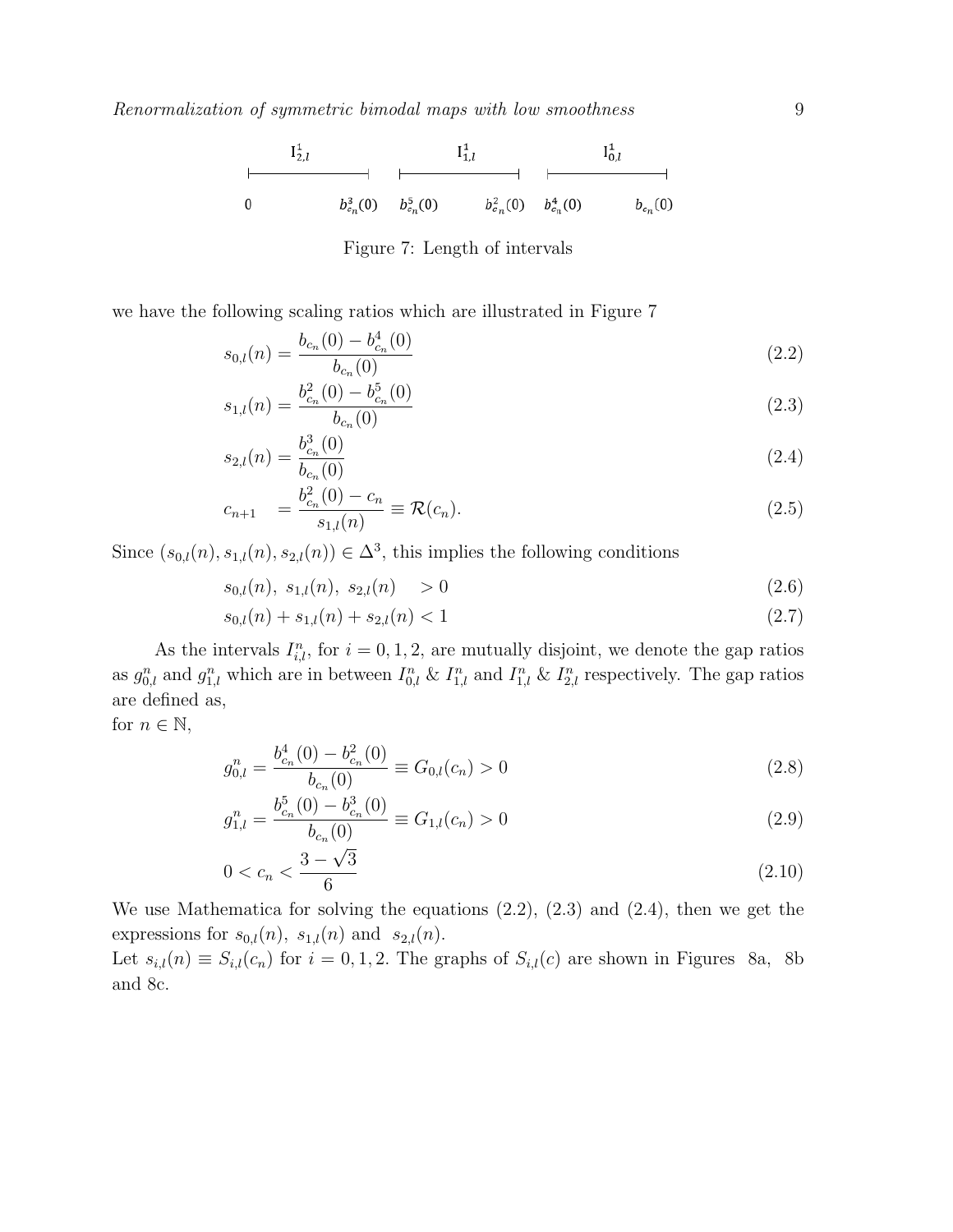Figure 7: Length of intervals

we have the following scaling ratios which are illustrated in Figure 7

$$s_{0,l}(n) = \frac{b_{c_n}(0) - b^4_{c_n}(0)}{b_{c_n}(0)} \tag{2.2}$$

$$s_{1,l}(n) = \frac{b^2_{c_n}(0) - b^5_{c_n}(0)}{b_{c_n}(0)} \tag{2.3}$$

$$s_{2,l}(n) = \frac{b^3_{c_n}(0)}{b_{c_n}(0)} \tag{2.4}$$

$$c_{n+1} = \frac{b^2_{c_n}(0) - c_n}{s_{1,l}(n)} \equiv \mathcal{R}(c_n). \tag{2.5}$$

Since $(s_{0,l}(n), s_{1,l}(n), s_{2,l}(n)) \in \Delta^3$, this implies the following conditions

$$s_{0,l}(n),\ s_{1,l}(n),\ s_{2,l}(n) \quad > 0 \tag{2.6}$$

$$s_{0,l}(n) + s_{1,l}(n) + s_{2,l}(n) < 1 \tag{2.7}$$

As the intervals $I^n_{i,l}$, for $i = 0, 1, 2$, are mutually disjoint, we denote the gap ratios as $g^n_{0,l}$ and $g^n_{1,l}$ which are in between $I^n_{0,l}$ & $I^n_{1,l}$ and $I^n_{1,l}$ & $I^n_{2,l}$ respectively. The gap ratios are defined as,
for $n \in \mathbb{N}$,

$$g^n_{0,l} = \frac{b^4_{c_n}(0) - b^2_{c_n}(0)}{b_{c_n}(0)} \equiv G_{0,l}(c_n) > 0 \tag{2.8}$$

$$g^n_{1,l} = \frac{b^5_{c_n}(0) - b^3_{c_n}(0)}{b_{c_n}(0)} \equiv G_{1,l}(c_n) > 0 \tag{2.9}$$

$$0 < c_n < \frac{3 - \sqrt{3}}{6} \tag{2.10}$$

We use Mathematica for solving the equations (2.2), (2.3) and (2.4), then we get the expressions for $s_{0,l}(n)$, $s_{1,l}(n)$ and $s_{2,l}(n)$.
Let $s_{i,l}(n) \equiv S_{i,l}(c_n)$ for $i = 0, 1, 2$. The graphs of $S_{i,l}(c)$ are shown in Figures 8a, 8b and 8c.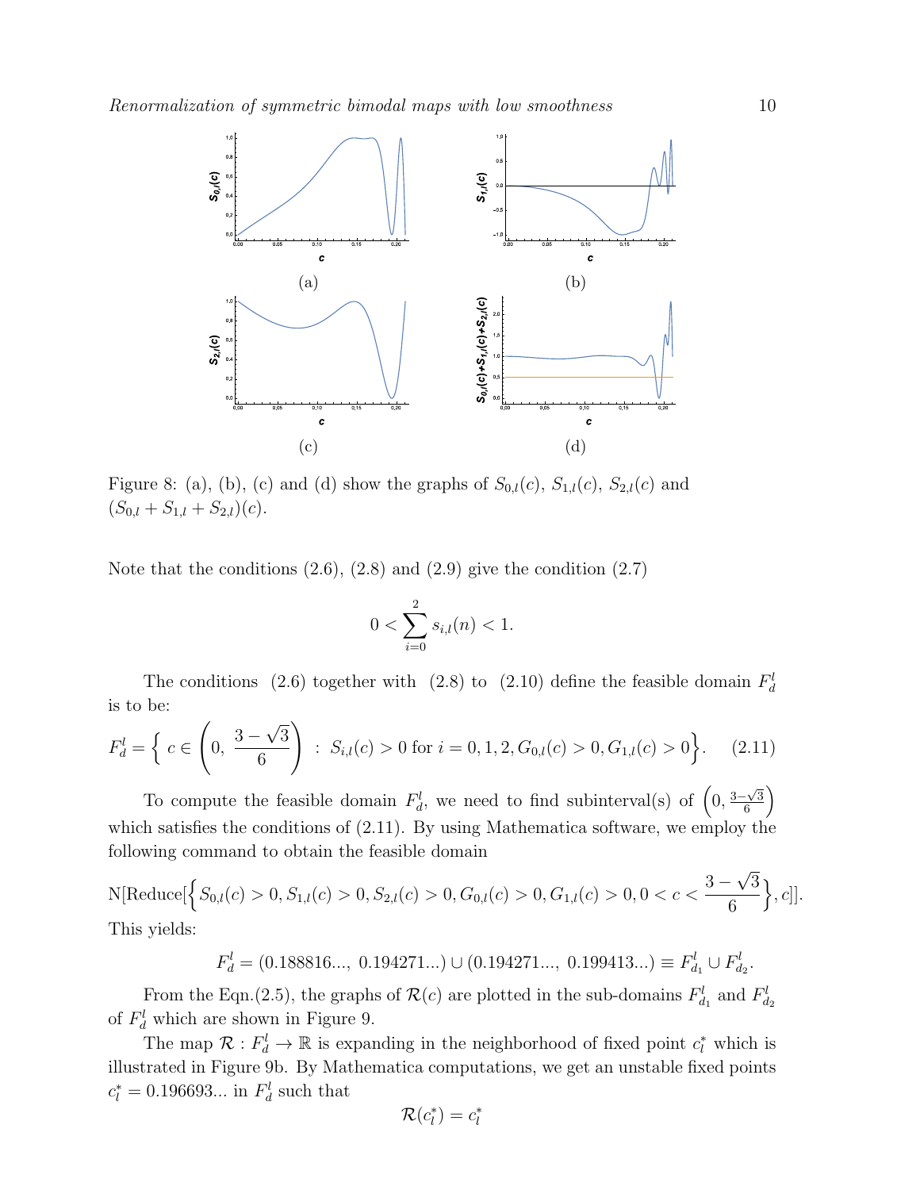Figure 8: (a), (b), (c) and (d) show the graphs of $S_{0,l}(c)$, $S_{1,l}(c)$, $S_{2,l}(c)$ and $(S_{0,l} + S_{1,l} + S_{2,l})(c)$.

Note that the conditions (2.6), (2.8) and (2.9) give the condition (2.7)

$$0 < \sum_{i=0}^{2} s_{i,l}(n) < 1.$$

The conditions (2.6) together with (2.8) to (2.10) define the feasible domain $F_d^l$ is to be:

$$F_d^l = \left\{ c \in \left(0,\ \frac{3-\sqrt{3}}{6}\right) \ :\ S_{i,l}(c) > 0 \text{ for } i = 0, 1, 2, G_{0,l}(c) > 0, G_{1,l}(c) > 0 \right\}. \tag{2.11}$$

To compute the feasible domain $F_d^l$, we need to find subinterval(s) of $\left(0, \frac{3-\sqrt{3}}{6}\right)$ which satisfies the conditions of (2.11). By using Mathematica software, we employ the following command to obtain the feasible domain

$$\text{N[Reduce[}\left\{ S_{0,l}(c) > 0, S_{1,l}(c) > 0, S_{2,l}(c) > 0, G_{0,l}(c) > 0, G_{1,l}(c) > 0, 0 < c < \frac{3-\sqrt{3}}{6} \right\}, c]].$$

This yields:

$$F_d^l = (0.188816...,\ 0.194271...) \cup (0.194271...,\ 0.199413...) \equiv F_{d_1}^l \cup F_{d_2}^l.$$

From the Eqn.(2.5), the graphs of $\mathcal{R}(c)$ are plotted in the sub-domains $F_{d_1}^l$ and $F_{d_2}^l$ of $F_d^l$ which are shown in Figure 9.

The map $\mathcal{R} : F_d^l \to \mathbb{R}$ is expanding in the neighborhood of fixed point $c_l^*$ which is illustrated in Figure 9b. By Mathematica computations, we get an unstable fixed points $c_l^* = 0.196693...$ in $F_d^l$ such that

$$\mathcal{R}(c_l^*) = c_l^*$$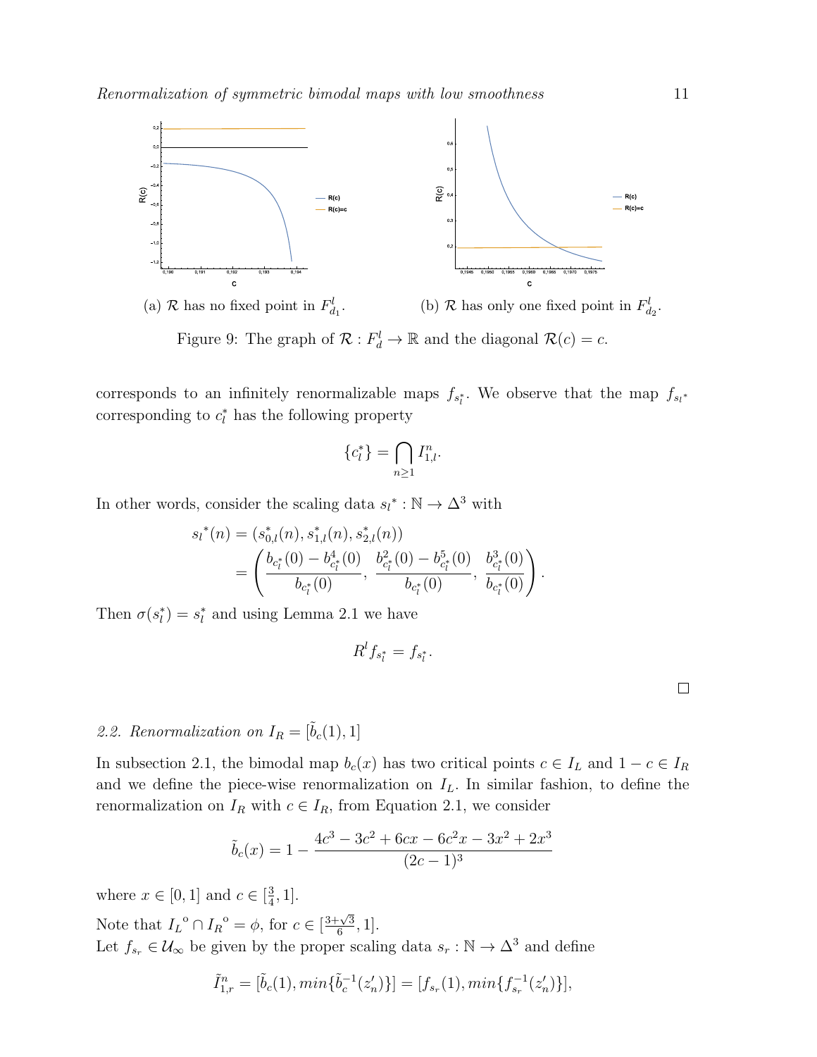(a) $\mathcal{R}$ has no fixed point in $F^l_{d_1}$.

(b) $\mathcal{R}$ has only one fixed point in $F^l_{d_2}$.

Figure 9: The graph of $\mathcal{R} : F^l_d \to \mathbb{R}$ and the diagonal $\mathcal{R}(c) = c$.

corresponds to an infinitely renormalizable maps $f_{s^*_l}$. We observe that the map $f_{s_l{}^*}$ corresponding to $c^*_l$ has the following property

$$\{c^*_l\} = \bigcap_{n\geq 1} I^n_{1,l}.$$

In other words, consider the scaling data $s_l{}^* : \mathbb{N} \to \Delta^3$ with

$$\begin{aligned} s_l{}^*(n) &= (s^*_{0,l}(n), s^*_{1,l}(n), s^*_{2,l}(n)) \\ &= \left( \frac{b_{c^*_l}(0) - b^4_{c^*_l}(0)}{b_{c^*_l}(0)}, \ \frac{b^2_{c^*_l}(0) - b^5_{c^*_l}(0)}{b_{c^*_l}(0)}, \ \frac{b^3_{c^*_l}(0)}{b_{c^*_l}(0)} \right). \end{aligned}$$

Then $\sigma(s^*_l) = s^*_l$ and using Lemma 2.1 we have

$$R^l f_{s^*_l} = f_{s^*_l}.$$

□

*2.2. Renormalization on $I_R = [\tilde{b}_c(1), 1]$*

In subsection 2.1, the bimodal map $b_c(x)$ has two critical points $c \in I_L$ and $1 - c \in I_R$ and we define the piece-wise renormalization on $I_L$. In similar fashion, to define the renormalization on $I_R$ with $c \in I_R$, from Equation 2.1, we consider

$$\tilde{b}_c(x) = 1 - \frac{4c^3 - 3c^2 + 6cx - 6c^2x - 3x^2 + 2x^3}{(2c-1)^3}$$

where $x \in [0, 1]$ and $c \in [\frac{3}{4}, 1]$.

Note that ${I_L}^{\circ} \cap {I_R}^{\circ} = \phi$, for $c \in [\frac{3+\sqrt{3}}{6}, 1]$.

Let $f_{s_r} \in \mathcal{U}_\infty$ be given by the proper scaling data $s_r : \mathbb{N} \to \Delta^3$ and define

$$\tilde{I}^n_{1,r} = [\tilde{b}_c(1), min\{\tilde{b}_c^{-1}(z'_n)\}] = [f_{s_r}(1), min\{f^{-1}_{s_r}(z'_n)\}],$$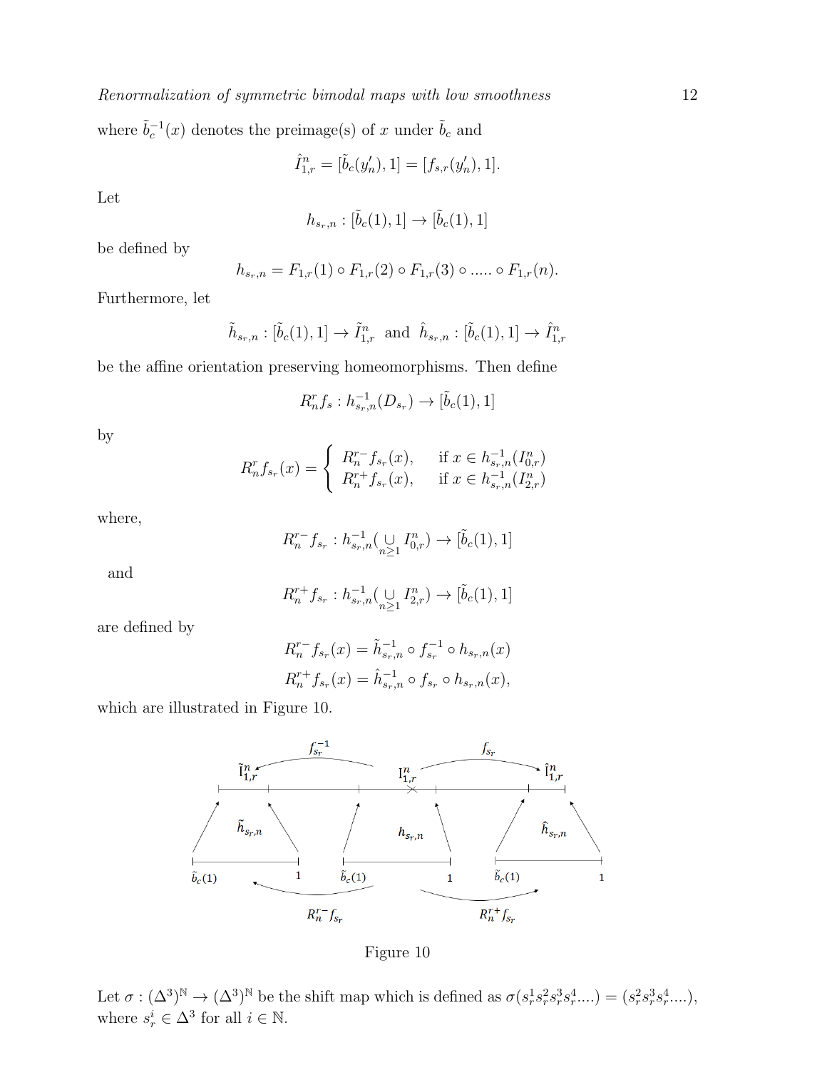where $\tilde{b}_c^{-1}(x)$ denotes the preimage(s) of $x$ under $\tilde{b}_c$ and

$$\hat{I}_{1,r}^n = [\tilde{b}_c(y_n'), 1] = [f_{s,r}(y_n'), 1].$$

Let

$$h_{s_r,n} : [\tilde{b}_c(1), 1] \to [\tilde{b}_c(1), 1]$$

be defined by

$$h_{s_r,n} = F_{1,r}(1) \circ F_{1,r}(2) \circ F_{1,r}(3) \circ ..... \circ F_{1,r}(n).$$

Furthermore, let

$$\tilde{h}_{s_r,n} : [\tilde{b}_c(1), 1] \to \tilde{I}_{1,r}^n \;\text{ and }\; \hat{h}_{s_r,n} : [\tilde{b}_c(1), 1] \to \hat{I}_{1,r}^n$$

be the affine orientation preserving homeomorphisms. Then define

$$R_n^r f_s : h_{s_r,n}^{-1}(D_{s_r}) \to [\tilde{b}_c(1), 1]$$

by

$$R_n^r f_{s_r}(x) = \begin{cases} R_n^{r-} f_{s_r}(x), & \text{if } x \in h_{s_r,n}^{-1}(I_{0,r}^n) \\ R_n^{r+} f_{s_r}(x), & \text{if } x \in h_{s_r,n}^{-1}(I_{2,r}^n) \end{cases}$$

where,

$$R_n^{r-} f_{s_r} : h_{s_r,n}^{-1}(\bigcup_{n\geq 1} I_{0,r}^n) \to [\tilde{b}_c(1), 1]$$

and

$$R_n^{r+} f_{s_r} : h_{s_r,n}^{-1}(\bigcup_{n\geq 1} I_{2,r}^n) \to [\tilde{b}_c(1), 1]$$

are defined by

$$R_n^{r-} f_{s_r}(x) = \tilde{h}_{s_r,n}^{-1} \circ f_{s_r}^{-1} \circ h_{s_r,n}(x)$$
$$R_n^{r+} f_{s_r}(x) = \hat{h}_{s_r,n}^{-1} \circ f_{s_r} \circ h_{s_r,n}(x),$$

which are illustrated in Figure 10.

Figure 10

Let $\sigma : (\Delta^3)^{\mathbb{N}} \to (\Delta^3)^{\mathbb{N}}$ be the shift map which is defined as $\sigma(s_r^1 s_r^2 s_r^3 s_r^4 ....) = (s_r^2 s_r^3 s_r^4 ....)$, where $s_r^i \in \Delta^3$ for all $i \in \mathbb{N}$.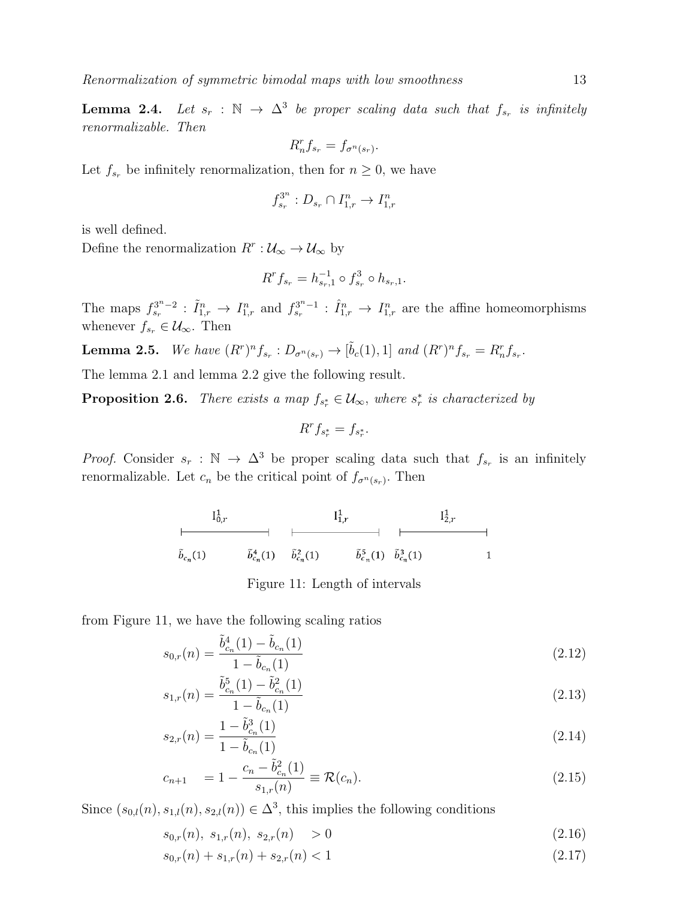**Lemma 2.4.** *Let $s_r : \mathbb{N} \to \Delta^3$ be proper scaling data such that $f_{s_r}$ is infinitely renormalizable. Then*

$$R_n^r f_{s_r} = f_{\sigma^n(s_r)}.$$

Let $f_{s_r}$ be infinitely renormalization, then for $n \geq 0$, we have

$$f_{s_r}^{3^n} : D_{s_r} \cap I_{1,r}^n \to I_{1,r}^n$$

is well defined.
Define the renormalization $R^r : \mathcal{U}_\infty \to \mathcal{U}_\infty$ by

$$R^r f_{s_r} = h_{s_r,1}^{-1} \circ f_{s_r}^3 \circ h_{s_r,1}.$$

The maps $f_{s_r}^{3^n-2} : \tilde{I}_{1,r}^n \to I_{1,r}^n$ and $f_{s_r}^{3^n-1} : \hat{I}_{1,r}^n \to I_{1,r}^n$ are the affine homeomorphisms whenever $f_{s_r} \in \mathcal{U}_\infty$. Then

**Lemma 2.5.** *We have $(R^r)^n f_{s_r} : D_{\sigma^n(s_r)} \to [\tilde{b}_c(1), 1]$ and $(R^r)^n f_{s_r} = R_n^r f_{s_r}$.*

The lemma 2.1 and lemma 2.2 give the following result.

**Proposition 2.6.** *There exists a map $f_{s_r^*} \in \mathcal{U}_\infty$, where $s_r^*$ is characterized by*

$$R^r f_{s_r^*} = f_{s_r^*}.$$

*Proof.* Consider $s_r : \mathbb{N} \to \Delta^3$ be proper scaling data such that $f_{s_r}$ is an infinitely renormalizable. Let $c_n$ be the critical point of $f_{\sigma^n(s_r)}$. Then

$I_{0,r}^1$ | $I_{1,r}^1$ | $I_{2,r}^1$

$\tilde{b}_{c_n}(1)$ $\tilde{b}_{c_n}^4(1)$ $\tilde{b}_{c_n}^2(1)$ $\tilde{b}_{c_n}^5(1)$ $\tilde{b}_{c_n}^3(1)$ $1$

Figure 11: Length of intervals

from Figure 11, we have the following scaling ratios

$$s_{0,r}(n) = \frac{\tilde{b}_{c_n}^4(1) - \tilde{b}_{c_n}(1)}{1 - \tilde{b}_{c_n}(1)} \tag{2.12}$$

$$s_{1,r}(n) = \frac{\tilde{b}_{c_n}^5(1) - \tilde{b}_{c_n}^2(1)}{1 - \tilde{b}_{c_n}(1)} \tag{2.13}$$

$$s_{2,r}(n) = \frac{1 - \tilde{b}_{c_n}^3(1)}{1 - \tilde{b}_{c_n}(1)} \tag{2.14}$$

$$c_{n+1} \quad = 1 - \frac{c_n - \tilde{b}_{c_n}^2(1)}{s_{1,r}(n)} \equiv \mathcal{R}(c_n). \tag{2.15}$$

Since $(s_{0,l}(n), s_{1,l}(n), s_{2,l}(n)) \in \Delta^3$, this implies the following conditions

$$s_{0,r}(n),\ s_{1,r}(n),\ s_{2,r}(n) \quad > 0 \tag{2.16}$$

$$s_{0,r}(n) + s_{1,r}(n) + s_{2,r}(n) < 1 \tag{2.17}$$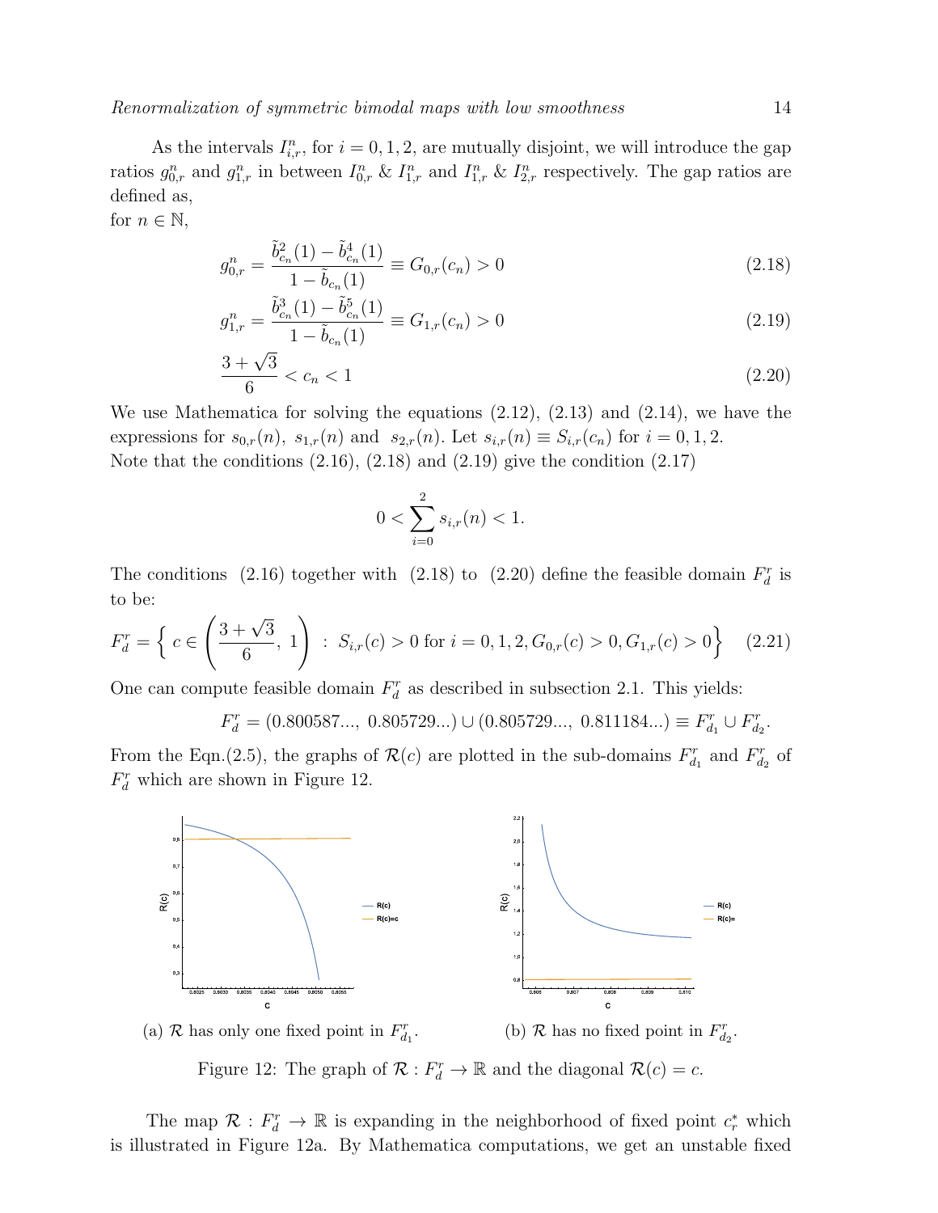As the intervals $I^n_{i,r}$, for $i = 0, 1, 2$, are mutually disjoint, we will introduce the gap ratios $g^n_{0,r}$ and $g^n_{1,r}$ in between $I^n_{0,r}$ & $I^n_{1,r}$ and $I^n_{1,r}$ & $I^n_{2,r}$ respectively. The gap ratios are defined as,
for $n \in \mathbb{N}$,

$$g^n_{0,r} = \frac{\tilde{b}^2_{c_n}(1) - \tilde{b}^4_{c_n}(1)}{1 - \tilde{b}_{c_n}(1)} \equiv G_{0,r}(c_n) > 0 \tag{2.18}$$

$$g^n_{1,r} = \frac{\tilde{b}^3_{c_n}(1) - \tilde{b}^5_{c_n}(1)}{1 - \tilde{b}_{c_n}(1)} \equiv G_{1,r}(c_n) > 0 \tag{2.19}$$

$$\frac{3+\sqrt{3}}{6} < c_n < 1 \tag{2.20}$$

We use Mathematica for solving the equations (2.12), (2.13) and (2.14), we have the expressions for $s_{0,r}(n),\ s_{1,r}(n)$ and $s_{2,r}(n)$. Let $s_{i,r}(n) \equiv S_{i,r}(c_n)$ for $i = 0, 1, 2$.
Note that the conditions (2.16), (2.18) and (2.19) give the condition (2.17)

$$0 < \sum_{i=0}^{2} s_{i,r}(n) < 1.$$

The conditions (2.16) together with (2.18) to (2.20) define the feasible domain $F^r_d$ is to be:

$$F^r_d = \left\{ c \in \left(\frac{3+\sqrt{3}}{6},\ 1\right) \ :\ S_{i,r}(c) > 0 \text{ for } i = 0, 1, 2, G_{0,r}(c) > 0, G_{1,r}(c) > 0 \right\} \tag{2.21}$$

One can compute feasible domain $F^r_d$ as described in subsection 2.1. This yields:

$$F^r_d = (0.800587...,\ 0.805729...) \cup (0.805729...,\ 0.811184...) \equiv F^r_{d_1} \cup F^r_{d_2}.$$

From the Eqn.(2.5), the graphs of $\mathcal{R}(c)$ are plotted in the sub-domains $F^r_{d_1}$ and $F^r_{d_2}$ of $F^r_d$ which are shown in Figure 12.

(a) $\mathcal{R}$ has only one fixed point in $F^r_{d_1}$.

(b) $\mathcal{R}$ has no fixed point in $F^r_{d_2}$.

Figure 12: The graph of $\mathcal{R} : F^r_d \to \mathbb{R}$ and the diagonal $\mathcal{R}(c) = c$.

The map $\mathcal{R} : F^r_d \to \mathbb{R}$ is expanding in the neighborhood of fixed point $c^*_r$ which is illustrated in Figure 12a. By Mathematica computations, we get an unstable fixed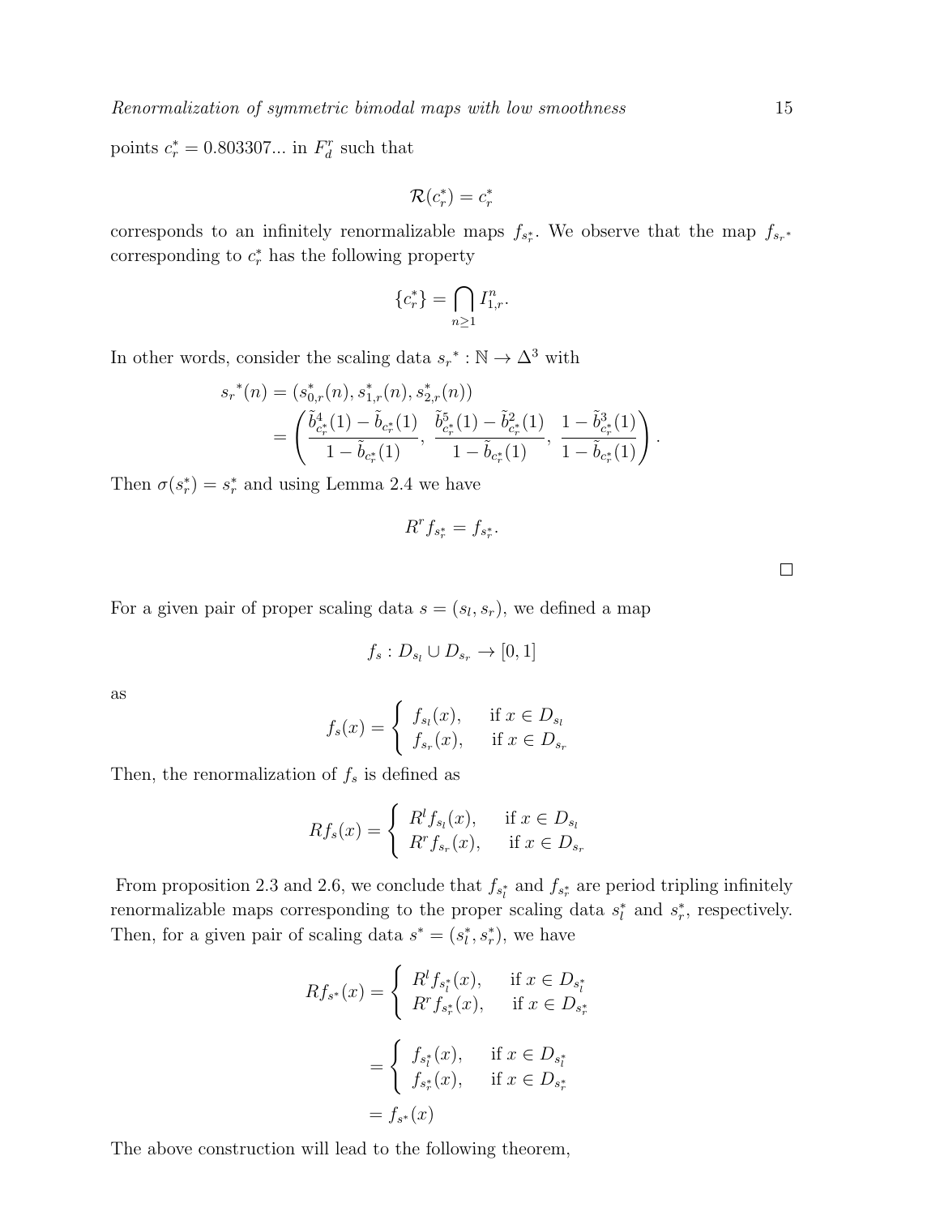points $c_r^* = 0.803307...$ in $F_d^r$ such that

$$\mathcal{R}(c_r^*) = c_r^*$$

corresponds to an infinitely renormalizable maps $f_{s_r^*}$. We observe that the map $f_{s_r{}^*}$ corresponding to $c_r^*$ has the following property

$$\{c_r^*\} = \bigcap_{n\geq 1} I_{1,r}^n.$$

In other words, consider the scaling data $s_r{}^* : \mathbb{N} \to \Delta^3$ with

$$\begin{aligned}
s_r{}^*(n) &= (s_{0,r}^*(n), s_{1,r}^*(n), s_{2,r}^*(n)) \\
&= \left( \frac{\tilde{b}_{c_r^*}^4(1) - \tilde{b}_{c_r^*}(1)}{1 - \tilde{b}_{c_r^*}(1)},\ \frac{\tilde{b}_{c_r^*}^5(1) - \tilde{b}_{c_r^*}^2(1)}{1 - \tilde{b}_{c_r^*}(1)},\ \frac{1 - \tilde{b}_{c_r^*}^3(1)}{1 - \tilde{b}_{c_r^*}(1)} \right).
\end{aligned}$$

Then $\sigma(s_r^*) = s_r^*$ and using Lemma 2.4 we have

$$R^r f_{s_r^*} = f_{s_r^*}.$$

□

For a given pair of proper scaling data $s = (s_l, s_r)$, we defined a map

$$f_s : D_{s_l} \cup D_{s_r} \to [0,1]$$

as

$$f_s(x) = \begin{cases} f_{s_l}(x), & \text{if } x \in D_{s_l} \\ f_{s_r}(x), & \text{if } x \in D_{s_r} \end{cases}$$

Then, the renormalization of $f_s$ is defined as

$$Rf_s(x) = \begin{cases} R^l f_{s_l}(x), & \text{if } x \in D_{s_l} \\ R^r f_{s_r}(x), & \text{if } x \in D_{s_r} \end{cases}$$

From proposition 2.3 and 2.6, we conclude that $f_{s_l^*}$ and $f_{s_r^*}$ are period tripling infinitely renormalizable maps corresponding to the proper scaling data $s_l^*$ and $s_r^*$, respectively. Then, for a given pair of scaling data $s^* = (s_l^*, s_r^*)$, we have

$$\begin{aligned}
Rf_{s^*}(x) &= \begin{cases} R^l f_{s_l^*}(x), & \text{if } x \in D_{s_l^*} \\ R^r f_{s_r^*}(x), & \text{if } x \in D_{s_r^*} \end{cases} \\
&= \begin{cases} f_{s_l^*}(x), & \text{if } x \in D_{s_l^*} \\ f_{s_r^*}(x), & \text{if } x \in D_{s_r^*} \end{cases} \\
&= f_{s^*}(x)
\end{aligned}$$

The above construction will lead to the following theorem,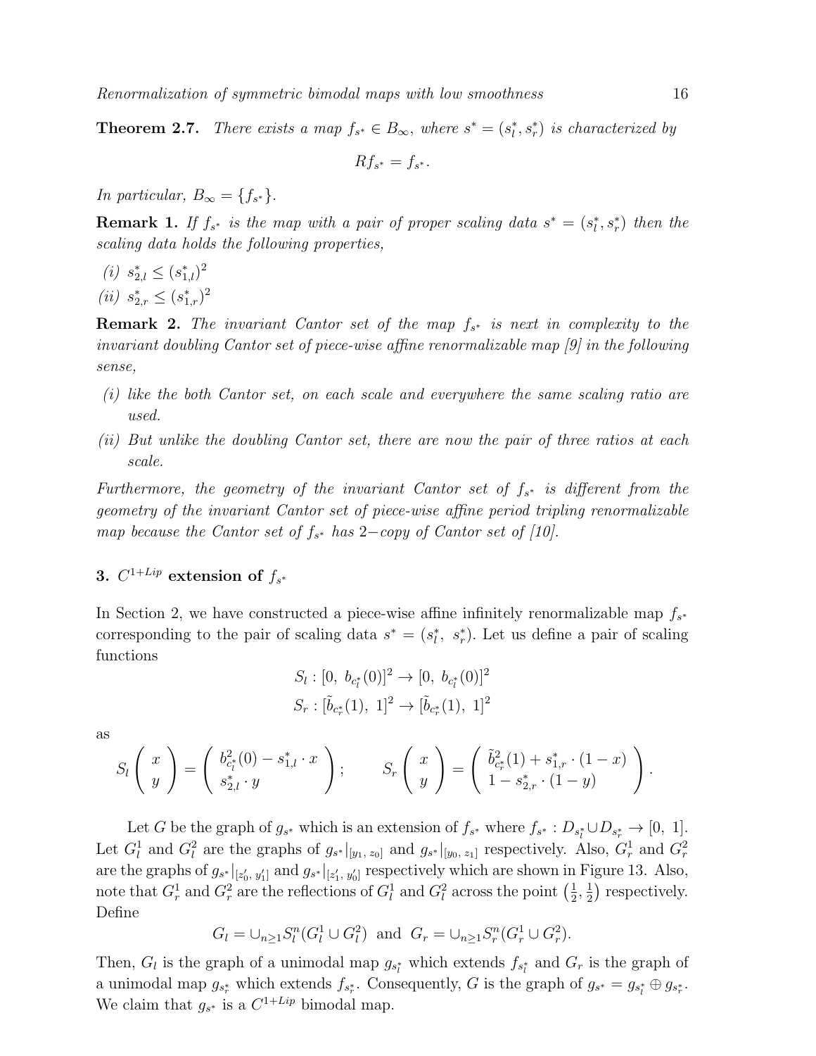**Theorem 2.7.** *There exists a map $f_{s^*} \in B_\infty$, where $s^* = (s_l^*, s_r^*)$ is characterized by*

$$Rf_{s^*} = f_{s^*}.$$

*In particular, $B_\infty = \{f_{s^*}\}$.*

**Remark 1.** *If $f_{s^*}$ is the map with a pair of proper scaling data $s^* = (s_l^*, s_r^*)$ then the scaling data holds the following properties,*

*(i) $s_{2,l}^* \leq (s_{1,l}^*)^2$*

*(ii) $s_{2,r}^* \leq (s_{1,r}^*)^2$*

**Remark 2.** *The invariant Cantor set of the map $f_{s^*}$ is next in complexity to the invariant doubling Cantor set of piece-wise affine renormalizable map [9] in the following sense,*

*(i) like the both Cantor set, on each scale and everywhere the same scaling ratio are used.*

*(ii) But unlike the doubling Cantor set, there are now the pair of three ratios at each scale.*

*Furthermore, the geometry of the invariant Cantor set of $f_{s^*}$ is different from the geometry of the invariant Cantor set of piece-wise affine period tripling renormalizable map because the Cantor set of $f_{s^*}$ has 2−copy of Cantor set of [10].*

## 3. $C^{1+Lip}$ extension of $f_{s^*}$

In Section 2, we have constructed a piece-wise affine infinitely renormalizable map $f_{s^*}$ corresponding to the pair of scaling data $s^* = (s_l^*,\ s_r^*)$. Let us define a pair of scaling functions

$$S_l : [0,\ b_{c_l^*}(0)]^2 \to [0,\ b_{c_l^*}(0)]^2$$
$$S_r : [\tilde{b}_{c_r^*}(1),\ 1]^2 \to [\tilde{b}_{c_r^*}(1),\ 1]^2$$

as

$$S_l \begin{pmatrix} x \\ y \end{pmatrix} = \begin{pmatrix} b_{c_l^*}^2(0) - s_{1,l}^* \cdot x \\ s_{2,l}^* \cdot y \end{pmatrix}; \qquad S_r \begin{pmatrix} x \\ y \end{pmatrix} = \begin{pmatrix} \tilde{b}_{c_r^*}^2(1) + s_{1,r}^* \cdot (1 - x) \\ 1 - s_{2,r}^* \cdot (1 - y) \end{pmatrix}.$$

Let $G$ be the graph of $g_{s^*}$ which is an extension of $f_{s^*}$ where $f_{s^*} : D_{s_l^*} \cup D_{s_r^*} \to [0,\ 1]$. Let $G_l^1$ and $G_l^2$ are the graphs of $g_{s^*}|_{[y_1,\ z_0]}$ and $g_{s^*}|_{[y_0,\ z_1]}$ respectively. Also, $G_r^1$ and $G_r^2$ are the graphs of $g_{s^*}|_{[z_0',\ y_1']}$ and $g_{s^*}|_{[z_1',\ y_0']}$ respectively which are shown in Figure 13. Also, note that $G_r^1$ and $G_r^2$ are the reflections of $G_l^1$ and $G_l^2$ across the point $\left(\frac{1}{2}, \frac{1}{2}\right)$ respectively. Define

$$G_l = \cup_{n \geq 1} S_l^n (G_l^1 \cup G_l^2) \ \text{ and } \ G_r = \cup_{n \geq 1} S_r^n (G_r^1 \cup G_r^2).$$

Then, $G_l$ is the graph of a unimodal map $g_{s_l^*}$ which extends $f_{s_l^*}$ and $G_r$ is the graph of a unimodal map $g_{s_r^*}$ which extends $f_{s_r^*}$. Consequently, $G$ is the graph of $g_{s^*} = g_{s_l^*} \oplus g_{s_r^*}$. We claim that $g_{s^*}$ is a $C^{1+Lip}$ bimodal map.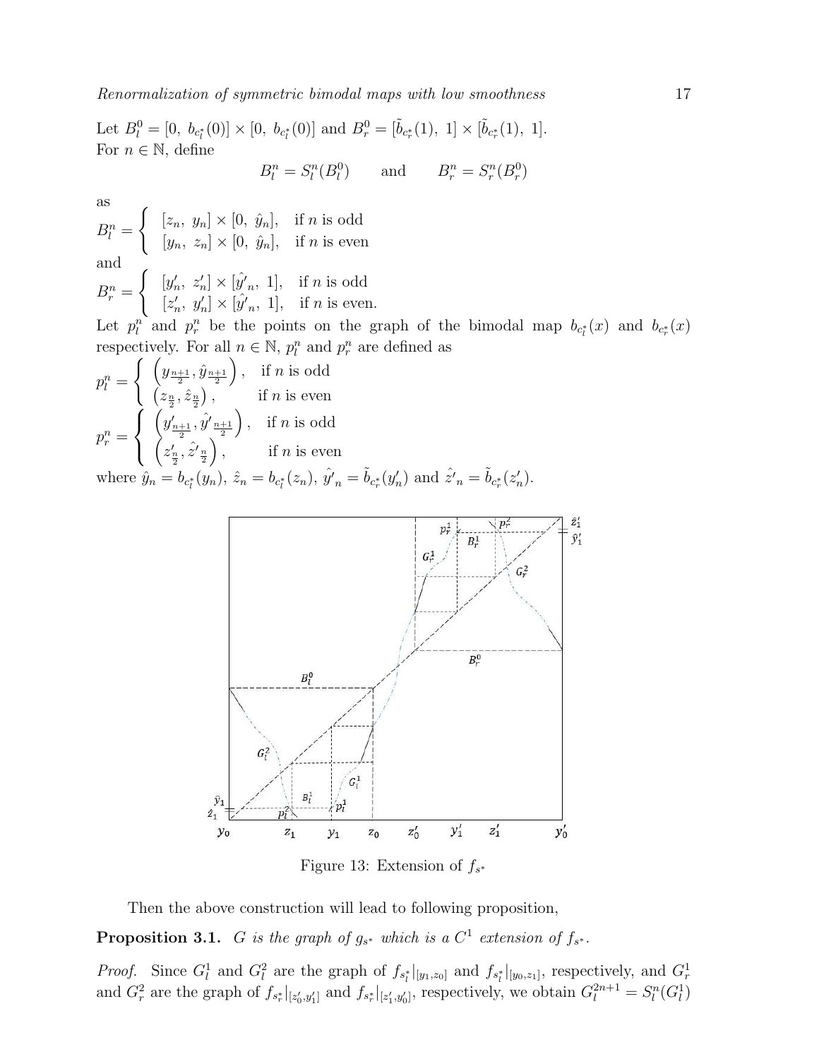Let $B_l^0 = [0,\ b_{c_l^*}(0)] \times [0,\ b_{c_l^*}(0)]$ and $B_r^0 = [\tilde{b}_{c_r^*}(1),\ 1] \times [\tilde{b}_{c_r^*}(1),\ 1]$.
For $n \in \mathbb{N}$, define

$$B_l^n = S_l^n(B_l^0) \qquad \text{and} \qquad B_r^n = S_r^n(B_r^0)$$

as

$$B_l^n = \begin{cases} [z_n,\ y_n] \times [0,\ \hat{y}_n], & \text{if } n \text{ is odd} \\ [y_n,\ z_n] \times [0,\ \hat{y}_n], & \text{if } n \text{ is even} \end{cases}$$

and

$$B_r^n = \begin{cases} [y'_n,\ z'_n] \times [\hat{y'}_n,\ 1], & \text{if } n \text{ is odd} \\ [z'_n,\ y'_n] \times [\hat{y'}_n,\ 1], & \text{if } n \text{ is even.} \end{cases}$$

Let $p_l^n$ and $p_r^n$ be the points on the graph of the bimodal map $b_{c_l^*}(x)$ and $b_{c_r^*}(x)$ respectively. For all $n \in \mathbb{N}$, $p_l^n$ and $p_r^n$ are defined as

$$p_l^n = \begin{cases} \left(y_{\frac{n+1}{2}}, \hat{y}_{\frac{n+1}{2}}\right), & \text{if } n \text{ is odd} \\ \left(z_{\frac{n}{2}}, \hat{z}_{\frac{n}{2}}\right), & \text{if } n \text{ is even} \end{cases}$$

$$p_r^n = \begin{cases} \left(y'_{\frac{n+1}{2}}, \hat{y'}_{\frac{n+1}{2}}\right), & \text{if } n \text{ is odd} \\ \left(z'_{\frac{n}{2}}, \hat{z'}_{\frac{n}{2}}\right), & \text{if } n \text{ is even} \end{cases}$$

where $\hat{y}_n = b_{c_l^*}(y_n)$, $\hat{z}_n = b_{c_l^*}(z_n)$, $\hat{y'}_n = \tilde{b}_{c_r^*}(y'_n)$ and $\hat{z'}_n = \tilde{b}_{c_r^*}(z'_n)$.

Figure 13: Extension of $f_{s^*}$

Then the above construction will lead to following proposition,

**Proposition 3.1.** *$G$ is the graph of $g_{s^*}$ which is a $C^1$ extension of $f_{s^*}$.*

*Proof.* Since $G_l^1$ and $G_l^2$ are the graph of $f_{s_l^*}|_{[y_1,z_0]}$ and $f_{s_l^*}|_{[y_0,z_1]}$, respectively, and $G_r^1$ and $G_r^2$ are the graph of $f_{s_r^*}|_{[z'_0,y'_1]}$ and $f_{s_r^*}|_{[z'_1,y'_0]}$, respectively, we obtain $G_l^{2n+1} = S_l^n(G_l^1)$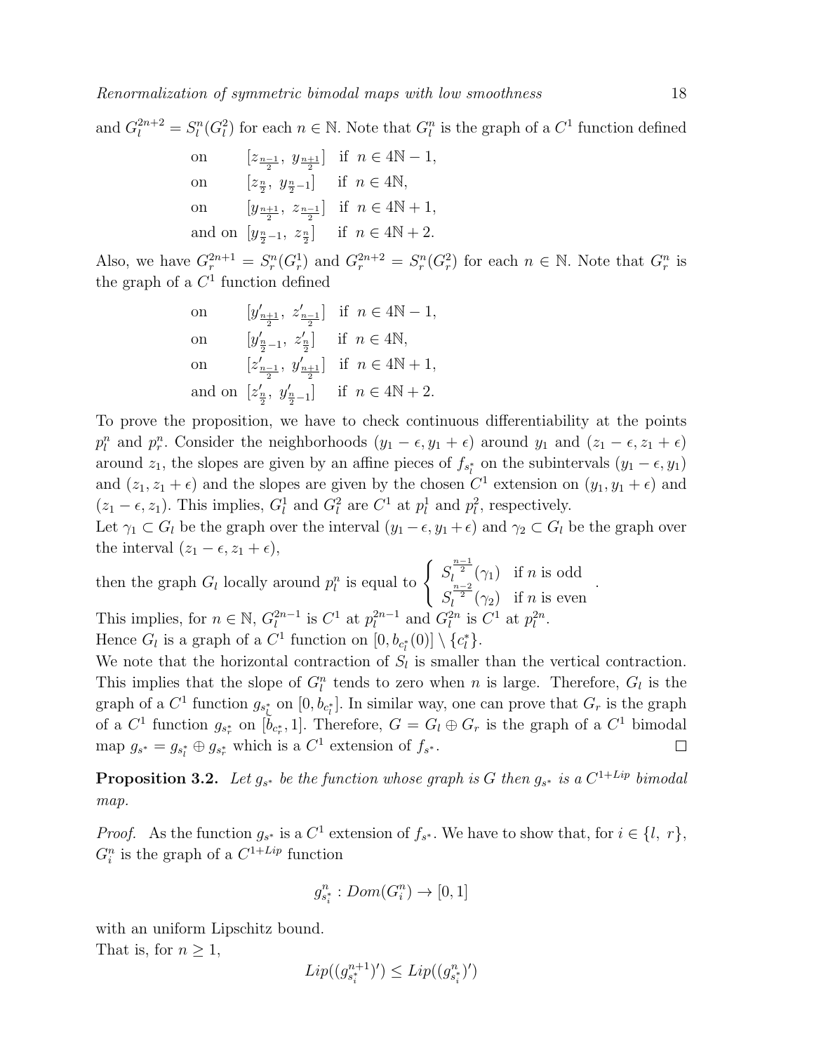and $G_l^{2n+2} = S_l^n(G_l^2)$ for each $n \in \mathbb{N}$. Note that $G_l^n$ is the graph of a $C^1$ function defined

$$
\begin{array}{lll}
\text{on} & [z_{\frac{n-1}{2}},\ y_{\frac{n+1}{2}}] & \text{if } n \in 4\mathbb{N}-1, \\
\text{on} & [z_{\frac{n}{2}},\ y_{\frac{n}{2}-1}] & \text{if } n \in 4\mathbb{N}, \\
\text{on} & [y_{\frac{n+1}{2}},\ z_{\frac{n-1}{2}}] & \text{if } n \in 4\mathbb{N}+1, \\
\text{and on} & [y_{\frac{n}{2}-1},\ z_{\frac{n}{2}}] & \text{if } n \in 4\mathbb{N}+2.
\end{array}
$$

Also, we have $G_r^{2n+1} = S_r^n(G_r^1)$ and $G_r^{2n+2} = S_r^n(G_r^2)$ for each $n \in \mathbb{N}$. Note that $G_r^n$ is the graph of a $C^1$ function defined

$$
\begin{array}{lll}
\text{on} & [y'_{\frac{n+1}{2}},\ z'_{\frac{n-1}{2}}] & \text{if } n \in 4\mathbb{N}-1, \\
\text{on} & [y'_{\frac{n}{2}-1},\ z'_{\frac{n}{2}}] & \text{if } n \in 4\mathbb{N}, \\
\text{on} & [z'_{\frac{n-1}{2}},\ y'_{\frac{n+1}{2}}] & \text{if } n \in 4\mathbb{N}+1, \\
\text{and on} & [z'_{\frac{n}{2}},\ y'_{\frac{n}{2}-1}] & \text{if } n \in 4\mathbb{N}+2.
\end{array}
$$

To prove the proposition, we have to check continuous differentiability at the points $p_l^n$ and $p_r^n$. Consider the neighborhoods $(y_1 - \epsilon, y_1 + \epsilon)$ around $y_1$ and $(z_1 - \epsilon, z_1 + \epsilon)$ around $z_1$, the slopes are given by an affine pieces of $f_{s_l^*}$ on the subintervals $(y_1 - \epsilon, y_1)$ and $(z_1, z_1 + \epsilon)$ and the slopes are given by the chosen $C^1$ extension on $(y_1, y_1 + \epsilon)$ and $(z_1 - \epsilon, z_1)$. This implies, $G_l^1$ and $G_l^2$ are $C^1$ at $p_l^1$ and $p_l^2$, respectively.
Let $\gamma_1 \subset G_l$ be the graph over the interval $(y_1 - \epsilon, y_1 + \epsilon)$ and $\gamma_2 \subset G_l$ be the graph over the interval $(z_1 - \epsilon, z_1 + \epsilon)$,

then the graph $G_l$ locally around $p_l^n$ is equal to $\begin{cases} S_l^{\frac{n-1}{2}}(\gamma_1) & \text{if } n \text{ is odd} \\ S_l^{\frac{n-2}{2}}(\gamma_2) & \text{if } n \text{ is even} \end{cases}$.

This implies, for $n \in \mathbb{N}$, $G_l^{2n-1}$ is $C^1$ at $p_l^{2n-1}$ and $G_l^{2n}$ is $C^1$ at $p_l^{2n}$.
Hence $G_l$ is a graph of a $C^1$ function on $[0, b_{c_l^*}(0)] \setminus \{c_l^*\}$.
We note that the horizontal contraction of $S_l$ is smaller than the vertical contraction. This implies that the slope of $G_l^n$ tends to zero when $n$ is large. Therefore, $G_l$ is the graph of a $C^1$ function $g_{s_l^*}$ on $[0, b_{c_l^*}]$. In similar way, one can prove that $G_r$ is the graph of a $C^1$ function $g_{s_r^*}$ on $[b_{c_r^*}, 1]$. Therefore, $G = G_l \oplus G_r$ is the graph of a $C^1$ bimodal map $g_{s^*} = g_{s_l^*} \oplus g_{s_r^*}$ which is a $C^1$ extension of $f_{s^*}$. □

**Proposition 3.2.** *Let $g_{s^*}$ be the function whose graph is $G$ then $g_{s^*}$ is a $C^{1+Lip}$ bimodal map.*

*Proof.* As the function $g_{s^*}$ is a $C^1$ extension of $f_{s^*}$. We have to show that, for $i \in \{l,\ r\}$, $G_i^n$ is the graph of a $C^{1+Lip}$ function

$$g_{s_i^*}^n : Dom(G_i^n) \to [0, 1]$$

with an uniform Lipschitz bound.
That is, for $n \geq 1$,

$$Lip((g_{s_i^*}^{n+1})') \leq Lip((g_{s_i^*}^n)')$$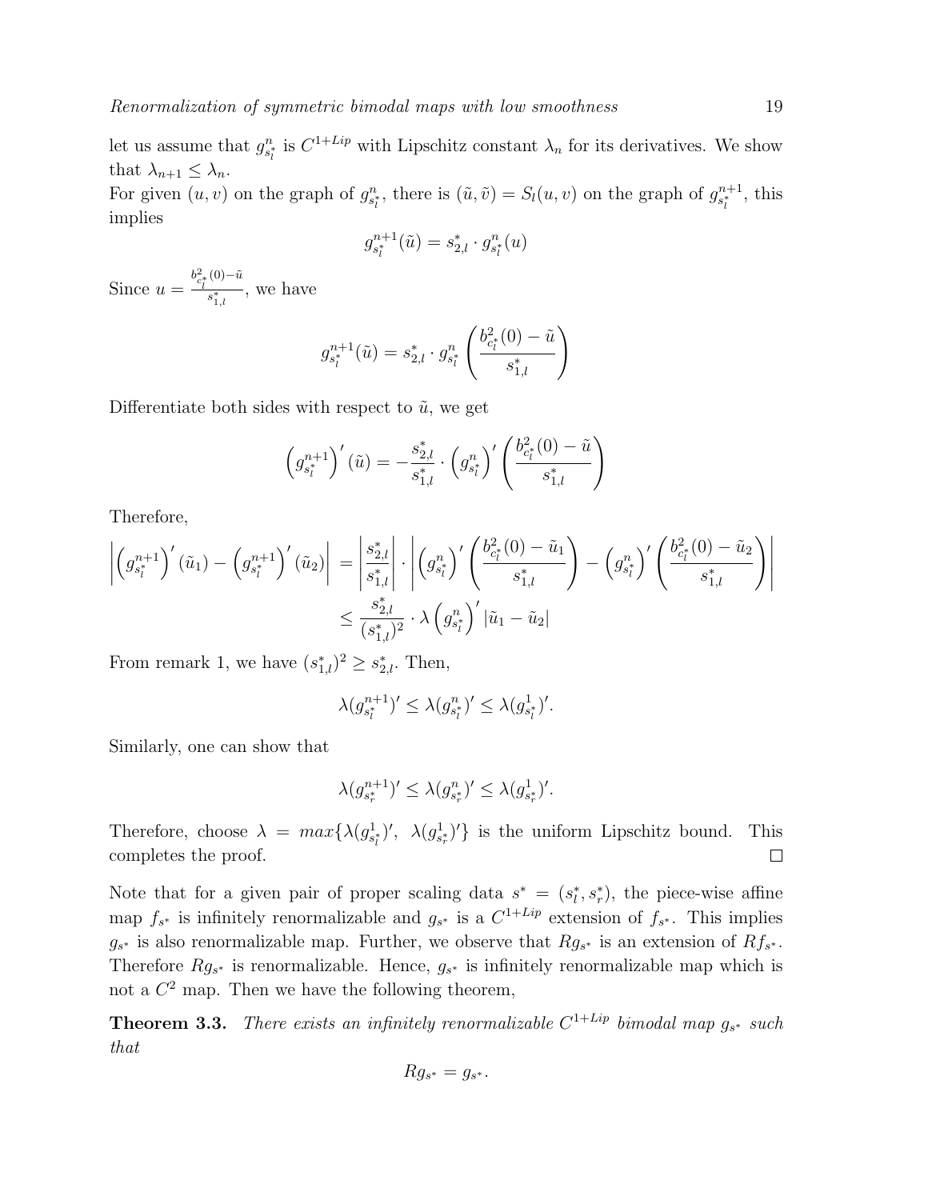let us assume that $g^n_{s^*_l}$ is $C^{1+Lip}$ with Lipschitz constant $\lambda_n$ for its derivatives. We show that $\lambda_{n+1} \leq \lambda_n$.
For given $(u, v)$ on the graph of $g^n_{s^*_l}$, there is $(\tilde{u}, \tilde{v}) = S_l(u, v)$ on the graph of $g^{n+1}_{s^*_l}$, this implies

$$g^{n+1}_{s^*_l}(\tilde{u}) = s^*_{2,l} \cdot g^n_{s^*_l}(u)$$

Since $u = \frac{b^2_{c^*_l}(0) - \tilde{u}}{s^*_{1,l}}$, we have

$$g^{n+1}_{s^*_l}(\tilde{u}) = s^*_{2,l} \cdot g^n_{s^*_l}\left(\frac{b^2_{c^*_l}(0) - \tilde{u}}{s^*_{1,l}}\right)$$

Differentiate both sides with respect to $\tilde{u}$, we get

$$\left(g^{n+1}_{s^*_l}\right)'(\tilde{u}) = -\frac{s^*_{2,l}}{s^*_{1,l}} \cdot \left(g^n_{s^*_l}\right)'\left(\frac{b^2_{c^*_l}(0) - \tilde{u}}{s^*_{1,l}}\right)$$

Therefore,

$$\begin{aligned}
\left|\left(g^{n+1}_{s^*_l}\right)'(\tilde{u}_1) - \left(g^{n+1}_{s^*_l}\right)'(\tilde{u}_2)\right| &= \left|\frac{s^*_{2,l}}{s^*_{1,l}}\right| \cdot \left|\left(g^n_{s^*_l}\right)'\left(\frac{b^2_{c^*_l}(0) - \tilde{u}_1}{s^*_{1,l}}\right) - \left(g^n_{s^*_l}\right)'\left(\frac{b^2_{c^*_l}(0) - \tilde{u}_2}{s^*_{1,l}}\right)\right| \\
&\leq \frac{s^*_{2,l}}{(s^*_{1,l})^2} \cdot \lambda\left(g^n_{s^*_l}\right)' |\tilde{u}_1 - \tilde{u}_2|
\end{aligned}$$

From remark 1, we have $(s^*_{1,l})^2 \geq s^*_{2,l}$. Then,

$$\lambda(g^{n+1}_{s^*_l})' \leq \lambda(g^n_{s^*_l})' \leq \lambda(g^1_{s^*_l})'.$$

Similarly, one can show that

$$\lambda(g^{n+1}_{s^*_r})' \leq \lambda(g^n_{s^*_r})' \leq \lambda(g^1_{s^*_r})'.$$

Therefore, choose $\lambda = max\{\lambda(g^1_{s^*_l})',\ \lambda(g^1_{s^*_r})'\}$ is the uniform Lipschitz bound. This completes the proof. □

Note that for a given pair of proper scaling data $s^* = (s^*_l, s^*_r)$, the piece-wise affine map $f_{s^*}$ is infinitely renormalizable and $g_{s^*}$ is a $C^{1+Lip}$ extension of $f_{s^*}$. This implies $g_{s^*}$ is also renormalizable map. Further, we observe that $Rg_{s^*}$ is an extension of $Rf_{s^*}$. Therefore $Rg_{s^*}$ is renormalizable. Hence, $g_{s^*}$ is infinitely renormalizable map which is not a $C^2$ map. Then we have the following theorem,

**Theorem 3.3.** *There exists an infinitely renormalizable $C^{1+Lip}$ bimodal map $g_{s^*}$ such that*

$$Rg_{s^*} = g_{s^*}.$$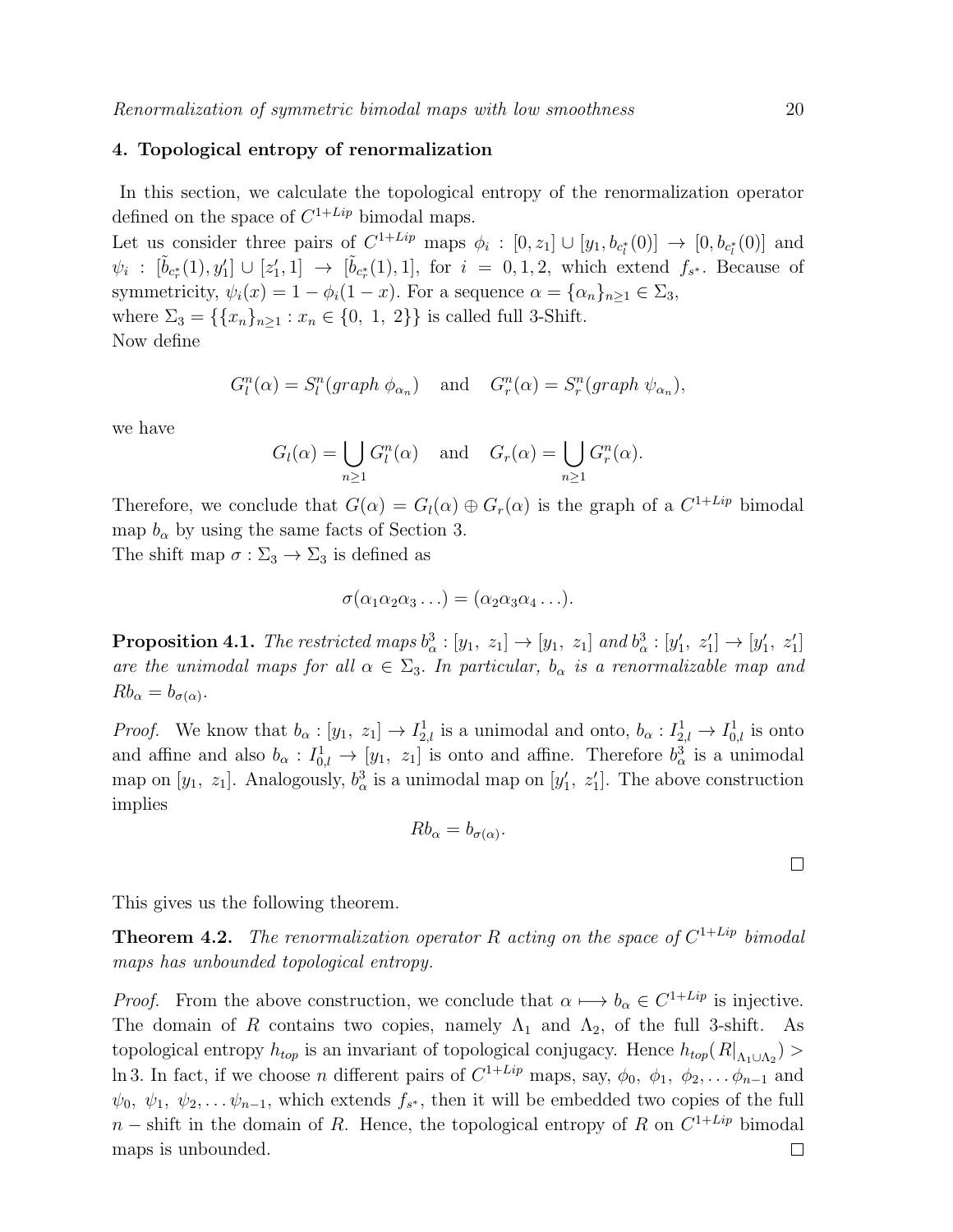## 4. Topological entropy of renormalization

In this section, we calculate the topological entropy of the renormalization operator defined on the space of $C^{1+Lip}$ bimodal maps.
Let us consider three pairs of $C^{1+Lip}$ maps $\phi_i : [0, z_1] \cup [y_1, b_{c_l^*}(0)] \to [0, b_{c_l^*}(0)]$ and $\psi_i : [\tilde{b}_{c_r^*}(1), y_1'] \cup [z_1', 1] \to [\tilde{b}_{c_r^*}(1), 1]$, for $i = 0, 1, 2$, which extend $f_{s^*}$. Because of symmetricity, $\psi_i(x) = 1 - \phi_i(1 - x)$. For a sequence $\alpha = \{\alpha_n\}_{n\geq 1} \in \Sigma_3$, where $\Sigma_3 = \{\{x_n\}_{n\geq 1} : x_n \in \{0,\ 1,\ 2\}\}$ is called full 3-Shift.
Now define

$$G_l^n(\alpha) = S_l^n(graph\ \phi_{\alpha_n}) \quad \text{and} \quad G_r^n(\alpha) = S_r^n(graph\ \psi_{\alpha_n}),$$

we have

$$G_l(\alpha) = \bigcup_{n\geq 1} G_l^n(\alpha) \quad \text{and} \quad G_r(\alpha) = \bigcup_{n\geq 1} G_r^n(\alpha).$$

Therefore, we conclude that $G(\alpha) = G_l(\alpha) \oplus G_r(\alpha)$ is the graph of a $C^{1+Lip}$ bimodal map $b_\alpha$ by using the same facts of Section 3.
The shift map $\sigma : \Sigma_3 \to \Sigma_3$ is defined as

$$\sigma(\alpha_1\alpha_2\alpha_3\ldots) = (\alpha_2\alpha_3\alpha_4\ldots).$$

**Proposition 4.1.** *The restricted maps $b_\alpha^3 : [y_1,\ z_1] \to [y_1,\ z_1]$ and $b_\alpha^3 : [y_1',\ z_1'] \to [y_1',\ z_1']$ are the unimodal maps for all $\alpha \in \Sigma_3$. In particular, $b_\alpha$ is a renormalizable map and $Rb_\alpha = b_{\sigma(\alpha)}$.*

*Proof.* We know that $b_\alpha : [y_1,\ z_1] \to I_{2,l}^1$ is a unimodal and onto, $b_\alpha : I_{2,l}^1 \to I_{0,l}^1$ is onto and affine and also $b_\alpha : I_{0,l}^1 \to [y_1,\ z_1]$ is onto and affine. Therefore $b_\alpha^3$ is a unimodal map on $[y_1,\ z_1]$. Analogously, $b_\alpha^3$ is a unimodal map on $[y_1',\ z_1']$. The above construction implies

$$Rb_\alpha = b_{\sigma(\alpha)}.$$

□

This gives us the following theorem.

**Theorem 4.2.** *The renormalization operator $R$ acting on the space of $C^{1+Lip}$ bimodal maps has unbounded topological entropy.*

*Proof.* From the above construction, we conclude that $\alpha \longmapsto b_\alpha \in C^{1+Lip}$ is injective. The domain of $R$ contains two copies, namely $\Lambda_1$ and $\Lambda_2$, of the full 3-shift. As topological entropy $h_{top}$ is an invariant of topological conjugacy. Hence $h_{top}(R|_{\Lambda_1\cup\Lambda_2}) > \ln 3$. In fact, if we choose $n$ different pairs of $C^{1+Lip}$ maps, say, $\phi_0,\ \phi_1,\ \phi_2, \ldots \phi_{n-1}$ and $\psi_0,\ \psi_1,\ \psi_2, \ldots \psi_{n-1}$, which extends $f_{s^*}$, then it will be embedded two copies of the full $n-$shift in the domain of $R$. Hence, the topological entropy of $R$ on $C^{1+Lip}$ bimodal maps is unbounded. □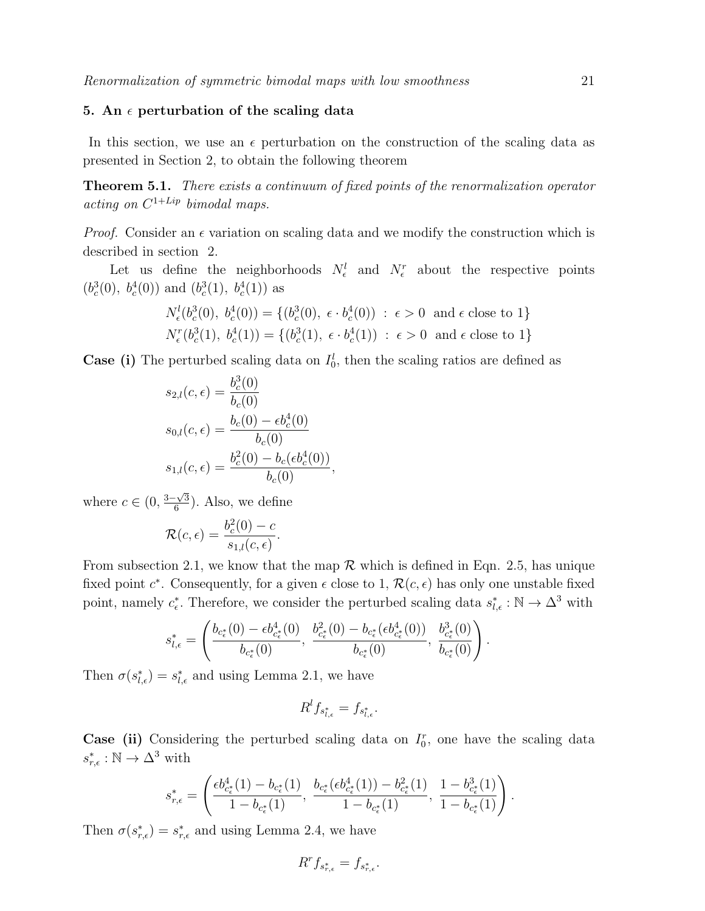## 5. An $\epsilon$ perturbation of the scaling data

In this section, we use an $\epsilon$ perturbation on the construction of the scaling data as presented in Section 2, to obtain the following theorem

**Theorem 5.1.** *There exists a continuum of fixed points of the renormalization operator acting on $C^{1+Lip}$ bimodal maps.*

*Proof.* Consider an $\epsilon$ variation on scaling data and we modify the construction which is described in section 2.

Let us define the neighborhoods $N^l_\epsilon$ and $N^r_\epsilon$ about the respective points $(b^3_c(0),\ b^4_c(0))$ and $(b^3_c(1),\ b^4_c(1))$ as

$$N^l_\epsilon(b^3_c(0),\ b^4_c(0)) = \{(b^3_c(0),\ \epsilon \cdot b^4_c(0))\ :\ \epsilon > 0 \ \text{ and } \epsilon \text{ close to } 1\}$$

$$N^r_\epsilon(b^3_c(1),\ b^4_c(1)) = \{(b^3_c(1),\ \epsilon \cdot b^4_c(1))\ :\ \epsilon > 0 \ \text{ and } \epsilon \text{ close to } 1\}$$

**Case (i)** The perturbed scaling data on $I^l_0$, then the scaling ratios are defined as

$$s_{2,l}(c,\epsilon) = \frac{b^3_c(0)}{b_c(0)}$$

$$s_{0,l}(c,\epsilon) = \frac{b_c(0) - \epsilon b^4_c(0)}{b_c(0)}$$

$$s_{1,l}(c,\epsilon) = \frac{b^2_c(0) - b_c(\epsilon b^4_c(0))}{b_c(0)},$$

where $c \in (0, \frac{3-\sqrt{3}}{6})$. Also, we define

$$\mathcal{R}(c,\epsilon) = \frac{b^2_c(0) - c}{s_{1,l}(c,\epsilon)}.$$

From subsection 2.1, we know that the map $\mathcal{R}$ which is defined in Eqn. 2.5, has unique fixed point $c^*$. Consequently, for a given $\epsilon$ close to 1, $\mathcal{R}(c,\epsilon)$ has only one unstable fixed point, namely $c^*_\epsilon$. Therefore, we consider the perturbed scaling data $s^*_{l,\epsilon} : \mathbb{N} \to \Delta^3$ with

$$s^*_{l,\epsilon} = \left( \frac{b_{c^*_\epsilon}(0) - \epsilon b^4_{c^*_\epsilon}(0)}{b_{c^*_\epsilon}(0)},\ \frac{b^2_{c^*_\epsilon}(0) - b_{c^*_\epsilon}(\epsilon b^4_{c^*_\epsilon}(0))}{b_{c^*_\epsilon}(0)},\ \frac{b^3_{c^*_\epsilon}(0)}{b_{c^*_\epsilon}(0)} \right).$$

Then $\sigma(s^*_{l,\epsilon}) = s^*_{l,\epsilon}$ and using Lemma 2.1, we have

$$R^l f_{s^*_{l,\epsilon}} = f_{s^*_{l,\epsilon}}.$$

**Case (ii)** Considering the perturbed scaling data on $I^r_0$, one have the scaling data $s^*_{r,\epsilon} : \mathbb{N} \to \Delta^3$ with

$$s^*_{r,\epsilon} = \left( \frac{\epsilon b^4_{c^*_\epsilon}(1) - b_{c^*_\epsilon}(1)}{1 - b_{c^*_\epsilon}(1)},\ \frac{b_{c^*_\epsilon}(\epsilon b^4_{c^*_\epsilon}(1)) - b^2_{c^*_\epsilon}(1)}{1 - b_{c^*_\epsilon}(1)},\ \frac{1 - b^3_{c^*_\epsilon}(1)}{1 - b_{c^*_\epsilon}(1)} \right).$$

Then $\sigma(s^*_{r,\epsilon}) = s^*_{r,\epsilon}$ and using Lemma 2.4, we have

$$R^r f_{s^*_{r,\epsilon}} = f_{s^*_{r,\epsilon}}.$$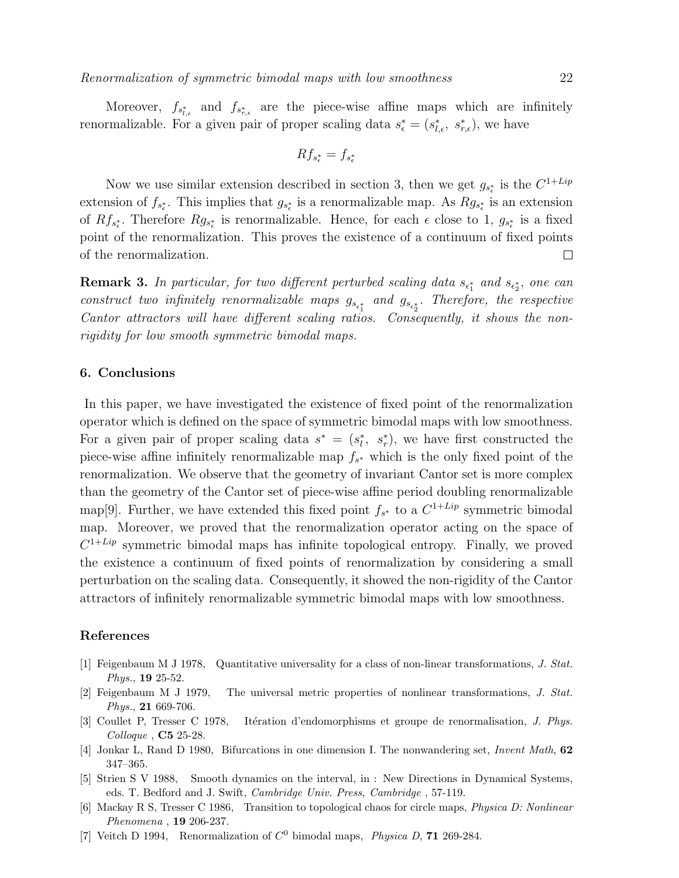Moreover, $f_{s^*_{l,\epsilon}}$ and $f_{s^*_{r,\epsilon}}$ are the piece-wise affine maps which are infinitely renormalizable. For a given pair of proper scaling data $s^*_\epsilon = (s^*_{l,\epsilon},\ s^*_{r,\epsilon})$, we have

$$Rf_{s^*_\epsilon} = f_{s^*_\epsilon}$$

Now we use similar extension described in section 3, then we get $g_{s^*_\epsilon}$ is the $C^{1+Lip}$ extension of $f_{s^*_\epsilon}$. This implies that $g_{s^*_\epsilon}$ is a renormalizable map. As $Rg_{s^*_\epsilon}$ is an extension of $Rf_{s^*_\epsilon}$. Therefore $Rg_{s^*_\epsilon}$ is renormalizable. Hence, for each $\epsilon$ close to 1, $g_{s^*_\epsilon}$ is a fixed point of the renormalization. This proves the existence of a continuum of fixed points of the renormalization. □

**Remark 3.** *In particular, for two different perturbed scaling data $s_{\epsilon^*_1}$ and $s_{\epsilon^*_2}$, one can construct two infinitely renormalizable maps $g_{s_{\epsilon^*_1}}$ and $g_{s_{\epsilon^*_2}}$. Therefore, the respective Cantor attractors will have different scaling ratios. Consequently, it shows the non-rigidity for low smooth symmetric bimodal maps.*

## 6. Conclusions

In this paper, we have investigated the existence of fixed point of the renormalization operator which is defined on the space of symmetric bimodal maps with low smoothness. For a given pair of proper scaling data $s^* = (s^*_l,\ s^*_r)$, we have first constructed the piece-wise affine infinitely renormalizable map $f_{s^*}$ which is the only fixed point of the renormalization. We observe that the geometry of invariant Cantor set is more complex than the geometry of the Cantor set of piece-wise affine period doubling renormalizable map[9]. Further, we have extended this fixed point $f_{s^*}$ to a $C^{1+Lip}$ symmetric bimodal map. Moreover, we proved that the renormalization operator acting on the space of $C^{1+Lip}$ symmetric bimodal maps has infinite topological entropy. Finally, we proved the existence a continuum of fixed points of renormalization by considering a small perturbation on the scaling data. Consequently, it showed the non-rigidity of the Cantor attractors of infinitely renormalizable symmetric bimodal maps with low smoothness.

## References

[1] Feigenbaum M J 1978, Quantitative universality for a class of non-linear transformations, *J. Stat. Phys.*, **19** 25-52.

[2] Feigenbaum M J 1979, The universal metric properties of nonlinear transformations, *J. Stat. Phys.*, **21** 669-706.

[3] Coullet P, Tresser C 1978, Itération d'endomorphisms et groupe de renormalisation, *J. Phys. Colloque* , **C5** 25-28.

[4] Jonkar L, Rand D 1980, Bifurcations in one dimension I. The nonwandering set, *Invent Math*, **62** 347–365.

[5] Strien S V 1988, Smooth dynamics on the interval, in : New Directions in Dynamical Systems, eds. T. Bedford and J. Swift, *Cambridge Univ. Press, Cambridge* , 57-119.

[6] Mackay R S, Tresser C 1986, Transition to topological chaos for circle maps, *Physica D: Nonlinear Phenomena* , **19** 206-237.

[7] Veitch D 1994, Renormalization of $C^0$ bimodal maps, *Physica D*, **71** 269-284.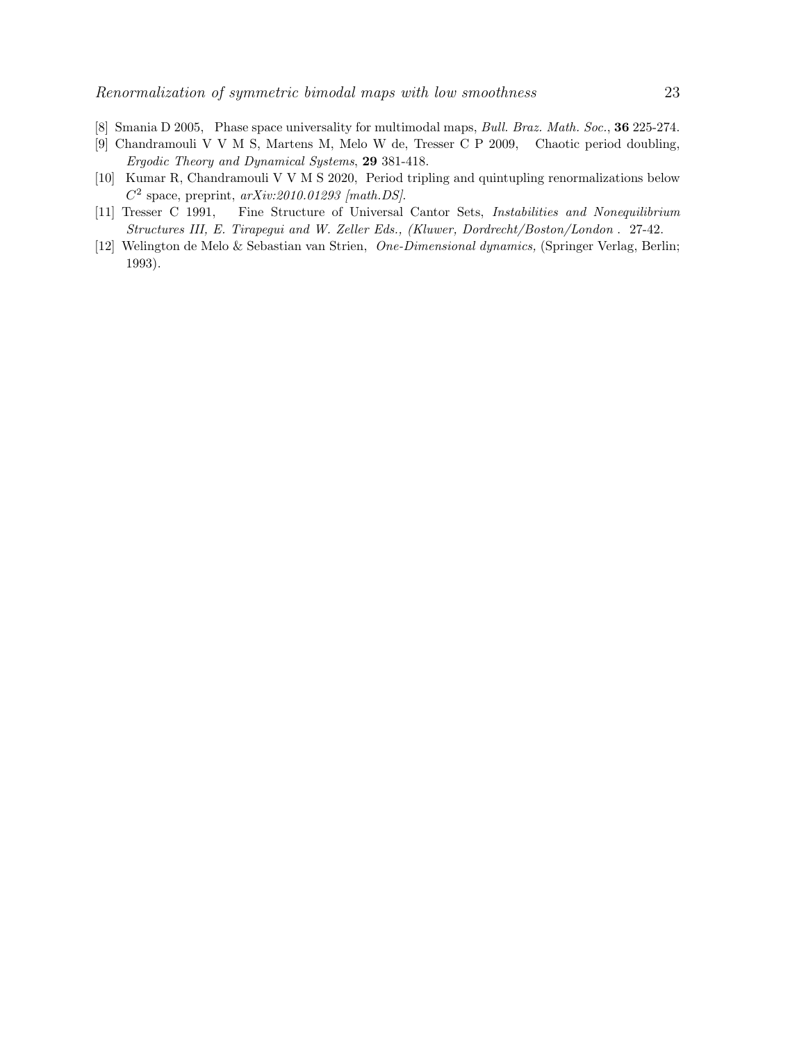[8] Smania D 2005, Phase space universality for multimodal maps, *Bull. Braz. Math. Soc.*, **36** 225-274.

[9] Chandramouli V V M S, Martens M, Melo W de, Tresser C P 2009, Chaotic period doubling, *Ergodic Theory and Dynamical Systems*, **29** 381-418.

[10] Kumar R, Chandramouli V V M S 2020, Period tripling and quintupling renormalizations below $C^2$ space, preprint, *arXiv:2010.01293 [math.DS]*.

[11] Tresser C 1991, Fine Structure of Universal Cantor Sets, *Instabilities and Nonequilibrium Structures III, E. Tirapegui and W. Zeller Eds., (Kluwer, Dordrecht/Boston/London .* 27-42.

[12] Welington de Melo & Sebastian van Strien, *One-Dimensional dynamics,* (Springer Verlag, Berlin; 1993).